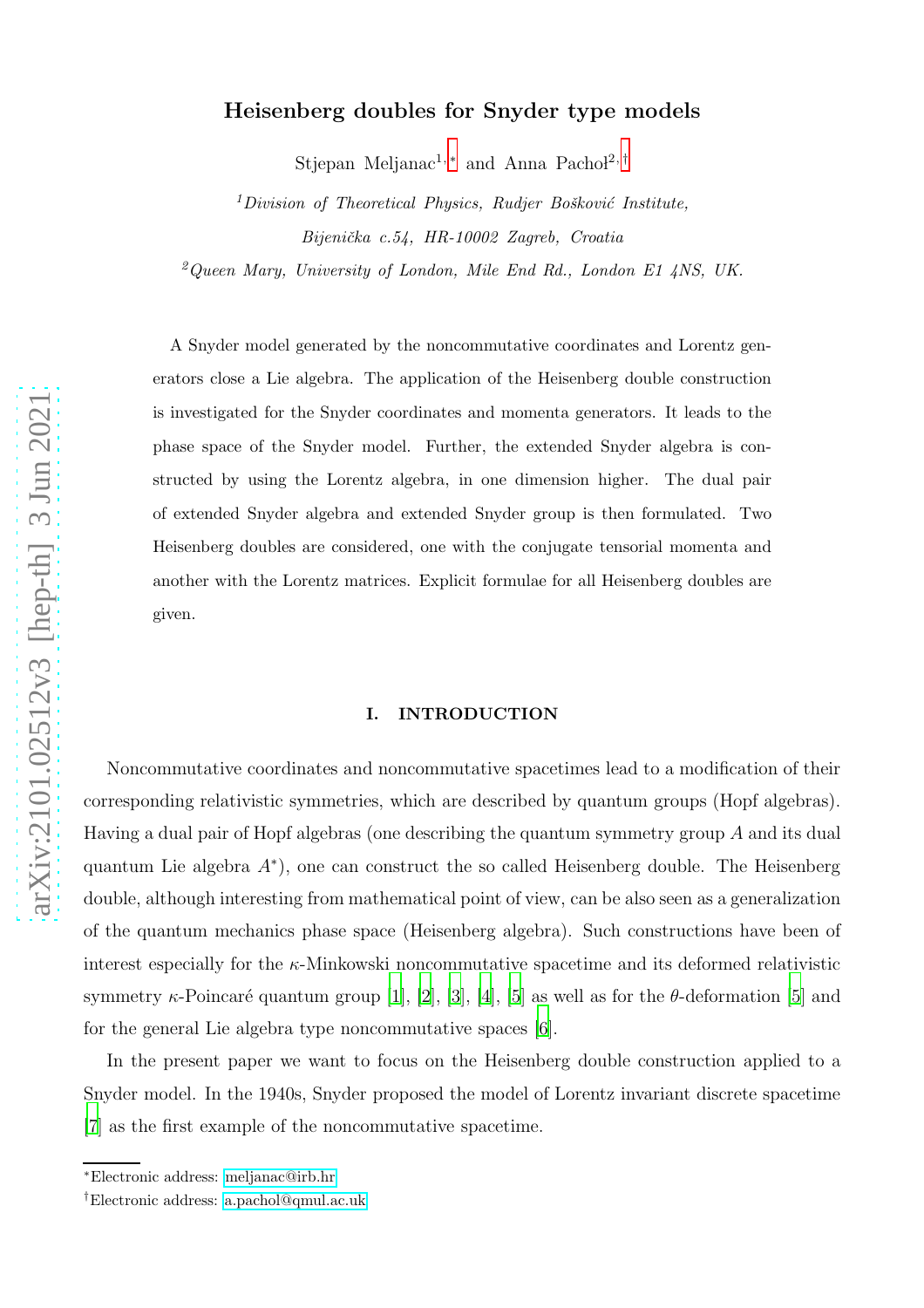# Heisenberg doubles for Snyder type models

Stjepan Meljanac[1,*] and Anna Pachoł[2,†]

[1] *Division of Theoretical Physics, Rudjer Bošković Institute, Bijenička c.54, HR-10002 Zagreb, Croatia*

[2] *Queen Mary, University of London, Mile End Rd., London E1 4NS, UK.*

A Snyder model generated by the noncommutative coordinates and Lorentz generators close a Lie algebra. The application of the Heisenberg double construction is investigated for the Snyder coordinates and momenta generators. It leads to the phase space of the Snyder model. Further, the extended Snyder algebra is constructed by using the Lorentz algebra, in one dimension higher. The dual pair of extended Snyder algebra and extended Snyder group is then formulated. Two Heisenberg doubles are considered, one with the conjugate tensorial momenta and another with the Lorentz matrices. Explicit formulae for all Heisenberg doubles are given.

## I. INTRODUCTION

Noncommutative coordinates and noncommutative spacetimes lead to a modification of their corresponding relativistic symmetries, which are described by quantum groups (Hopf algebras). Having a dual pair of Hopf algebras (one describing the quantum symmetry group $A$ and its dual quantum Lie algebra $A^*$), one can construct the so called Heisenberg double. The Heisenberg double, although interesting from mathematical point of view, can be also seen as a generalization of the quantum mechanics phase space (Heisenberg algebra). Such constructions have been of interest especially for the $\kappa$-Minkowski noncommutative spacetime and its deformed relativistic symmetry $\kappa$-Poincaré quantum group [1], [2], [3], [4], [5] as well as for the $\theta$-deformation [5] and for the general Lie algebra type noncommutative spaces [6].

In the present paper we want to focus on the Heisenberg double construction applied to a Snyder model. In the 1940s, Snyder proposed the model of Lorentz invariant discrete spacetime [7] as the first example of the noncommutative spacetime.

*Electronic address: meljanac@irb.hr

†Electronic address: a.pachol@qmul.ac.uk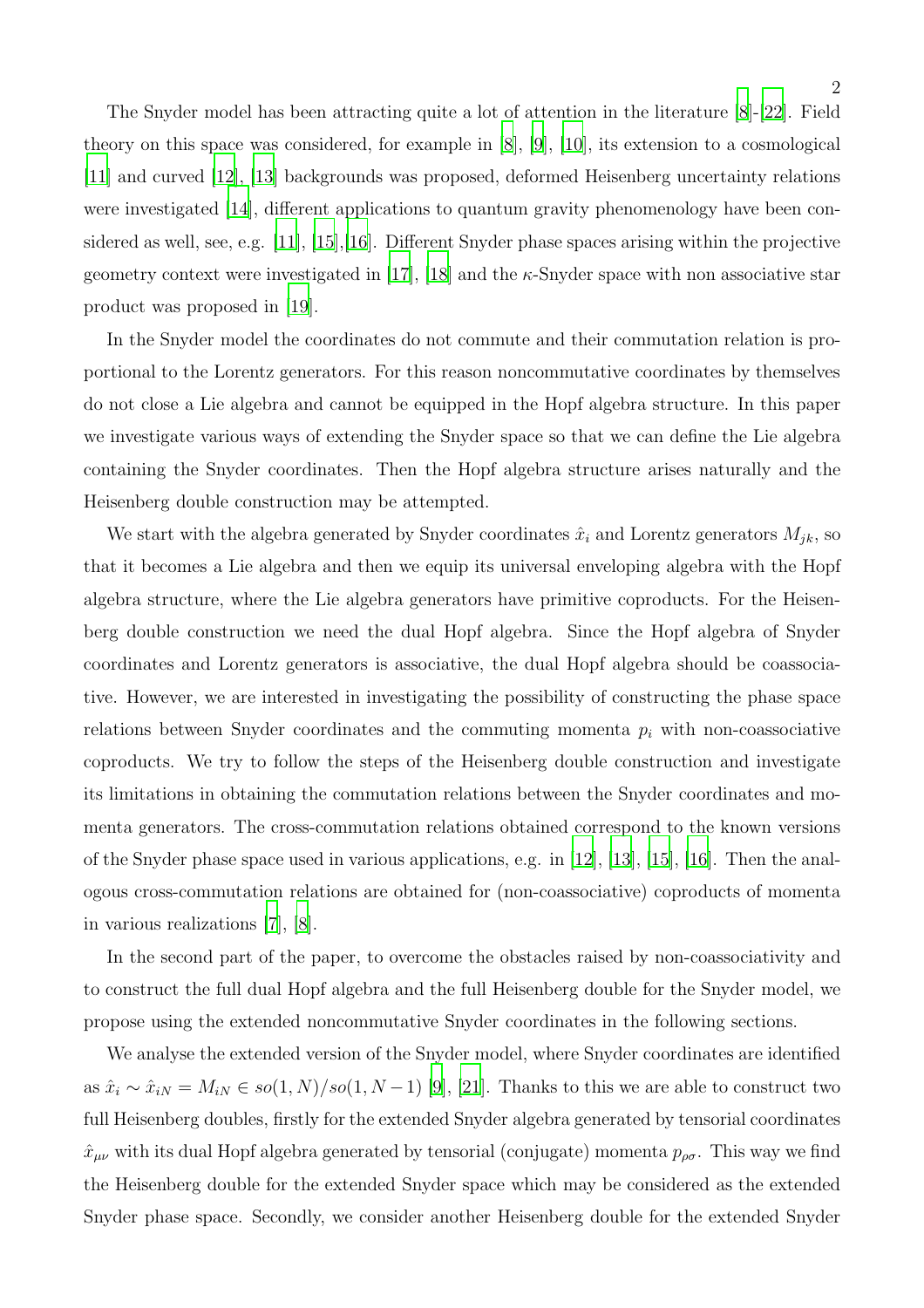The Snyder model has been attracting quite a lot of attention in the literature [8]-[22]. Field theory on this space was considered, for example in [8], [9], [10], its extension to a cosmological [11] and curved [12], [13] backgrounds was proposed, deformed Heisenberg uncertainty relations were investigated [14], different applications to quantum gravity phenomenology have been considered as well, see, e.g. [11], [15],[16]. Different Snyder phase spaces arising within the projective geometry context were investigated in [17], [18] and the $\kappa$-Snyder space with non associative star product was proposed in [19].

In the Snyder model the coordinates do not commute and their commutation relation is proportional to the Lorentz generators. For this reason noncommutative coordinates by themselves do not close a Lie algebra and cannot be equipped in the Hopf algebra structure. In this paper we investigate various ways of extending the Snyder space so that we can define the Lie algebra containing the Snyder coordinates. Then the Hopf algebra structure arises naturally and the Heisenberg double construction may be attempted.

We start with the algebra generated by Snyder coordinates $\hat{x}_i$ and Lorentz generators $M_{jk}$, so that it becomes a Lie algebra and then we equip its universal enveloping algebra with the Hopf algebra structure, where the Lie algebra generators have primitive coproducts. For the Heisenberg double construction we need the dual Hopf algebra. Since the Hopf algebra of Snyder coordinates and Lorentz generators is associative, the dual Hopf algebra should be coassociative. However, we are interested in investigating the possibility of constructing the phase space relations between Snyder coordinates and the commuting momenta $p_i$ with non-coassociative coproducts. We try to follow the steps of the Heisenberg double construction and investigate its limitations in obtaining the commutation relations between the Snyder coordinates and momenta generators. The cross-commutation relations obtained correspond to the known versions of the Snyder phase space used in various applications, e.g. in [12], [13], [15], [16]. Then the analogous cross-commutation relations are obtained for (non-coassociative) coproducts of momenta in various realizations [7], [8].

In the second part of the paper, to overcome the obstacles raised by non-coassociativity and to construct the full dual Hopf algebra and the full Heisenberg double for the Snyder model, we propose using the extended noncommutative Snyder coordinates in the following sections.

We analyse the extended version of the Snyder model, where Snyder coordinates are identified as $\hat{x}_i \sim \hat{x}_{iN} = M_{iN} \in so(1,N)/so(1,N-1)$ [9], [21]. Thanks to this we are able to construct two full Heisenberg doubles, firstly for the extended Snyder algebra generated by tensorial coordinates $\hat{x}_{\mu\nu}$ with its dual Hopf algebra generated by tensorial (conjugate) momenta $p_{\rho\sigma}$. This way we find the Heisenberg double for the extended Snyder space which may be considered as the extended Snyder phase space. Secondly, we consider another Heisenberg double for the extended Snyder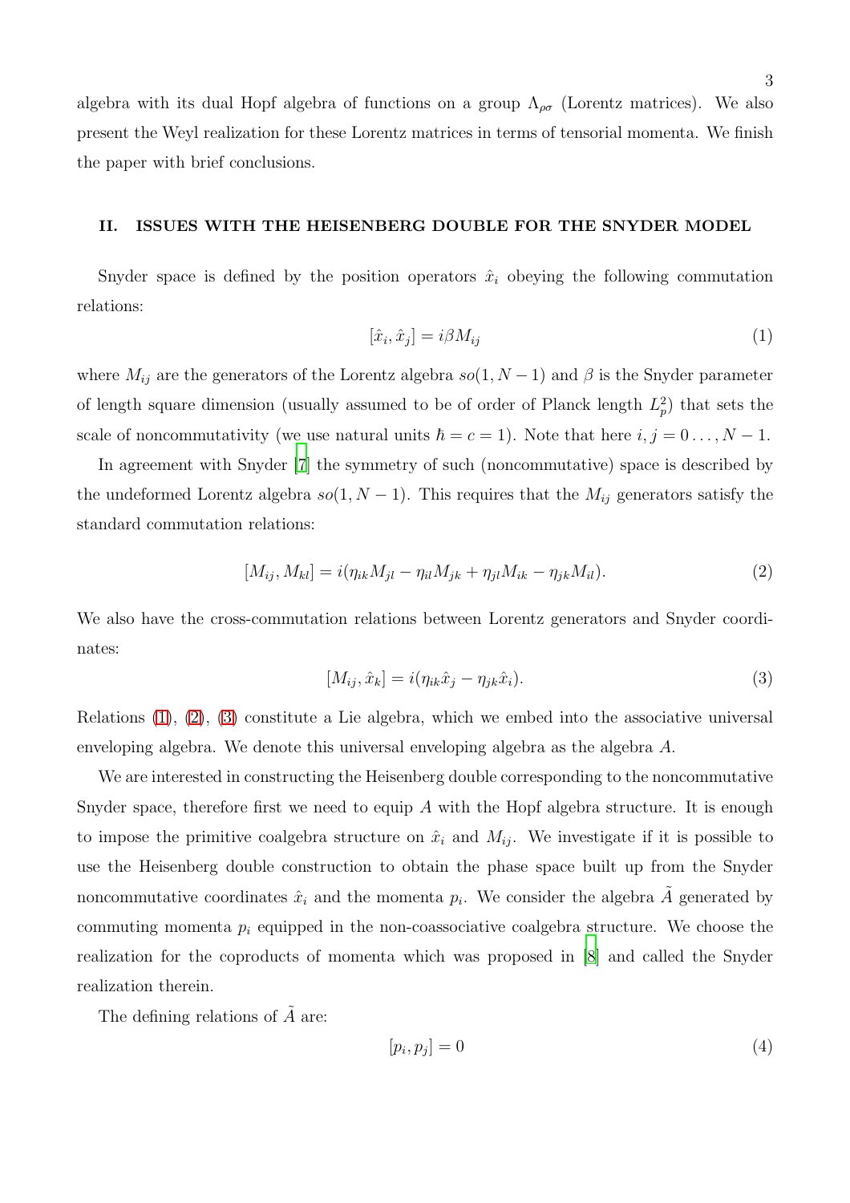algebra with its dual Hopf algebra of functions on a group $\Lambda_{\rho\sigma}$ (Lorentz matrices). We also present the Weyl realization for these Lorentz matrices in terms of tensorial momenta. We finish the paper with brief conclusions.

## II. ISSUES WITH THE HEISENBERG DOUBLE FOR THE SNYDER MODEL

Snyder space is defined by the position operators $\hat{x}_i$ obeying the following commutation relations:

$$[\hat{x}_i, \hat{x}_j] = i\beta M_{ij} \tag{1}$$

where $M_{ij}$ are the generators of the Lorentz algebra $so(1, N-1)$ and $\beta$ is the Snyder parameter of length square dimension (usually assumed to be of order of Planck length $L_p^2$) that sets the scale of noncommutativity (we use natural units $\hbar = c = 1$). Note that here $i, j = 0 \ldots, N-1$.

In agreement with Snyder [7] the symmetry of such (noncommutative) space is described by the undeformed Lorentz algebra $so(1, N-1)$. This requires that the $M_{ij}$ generators satisfy the standard commutation relations:

$$[M_{ij}, M_{kl}] = i(\eta_{ik}M_{jl} - \eta_{il}M_{jk} + \eta_{jl}M_{ik} - \eta_{jk}M_{il}). \tag{2}$$

We also have the cross-commutation relations between Lorentz generators and Snyder coordinates:

$$[M_{ij}, \hat{x}_k] = i(\eta_{ik}\hat{x}_j - \eta_{jk}\hat{x}_i). \tag{3}$$

Relations (1), (2), (3) constitute a Lie algebra, which we embed into the associative universal enveloping algebra. We denote this universal enveloping algebra as the algebra $A$.

We are interested in constructing the Heisenberg double corresponding to the noncommutative Snyder space, therefore first we need to equip $A$ with the Hopf algebra structure. It is enough to impose the primitive coalgebra structure on $\hat{x}_i$ and $M_{ij}$. We investigate if it is possible to use the Heisenberg double construction to obtain the phase space built up from the Snyder noncommutative coordinates $\hat{x}_i$ and the momenta $p_i$. We consider the algebra $\tilde{A}$ generated by commuting momenta $p_i$ equipped in the non-coassociative coalgebra structure. We choose the realization for the coproducts of momenta which was proposed in [8] and called the Snyder realization therein.

The defining relations of $\tilde{A}$ are:

$$[p_i, p_j] = 0 \tag{4}$$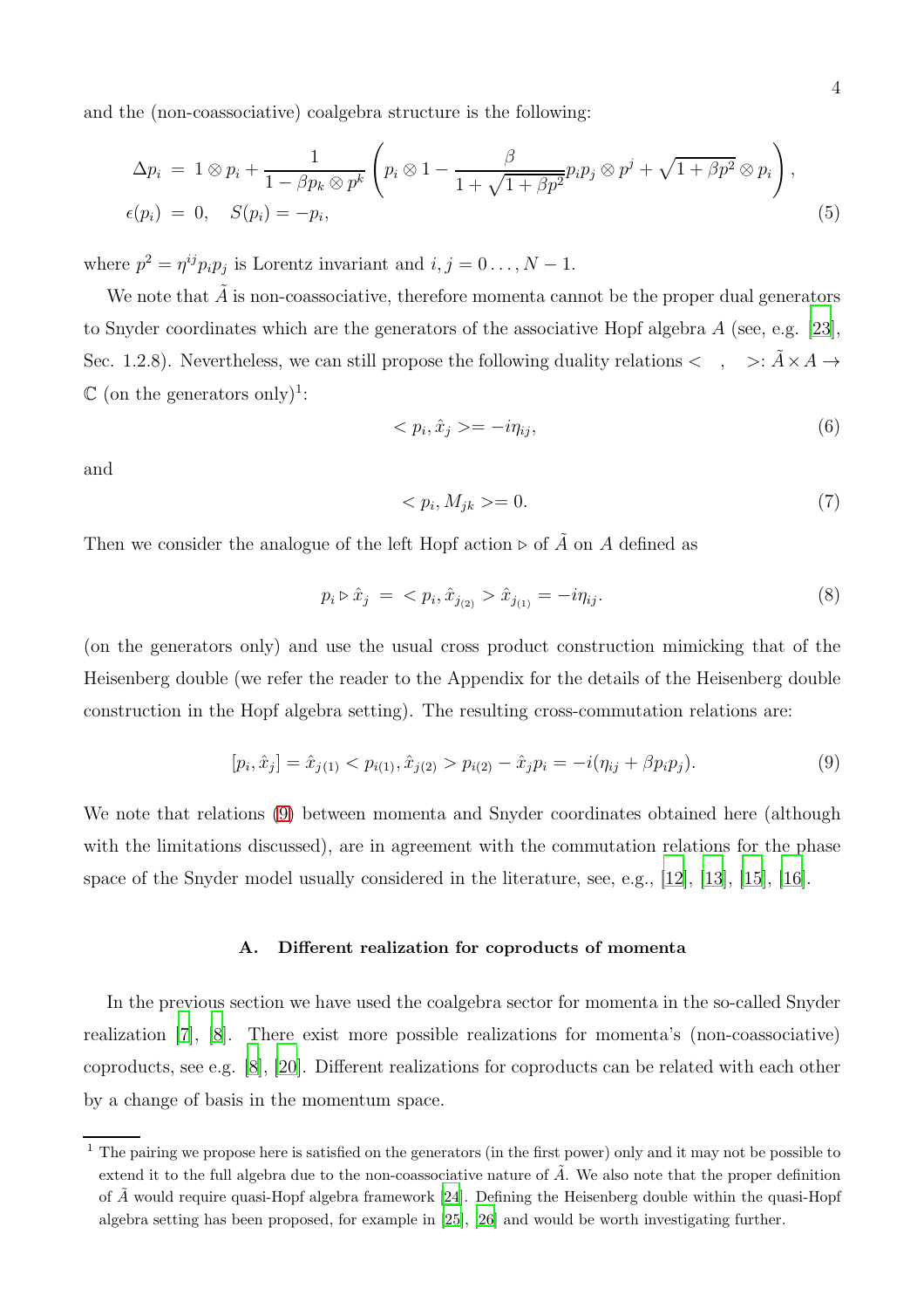and the (non-coassociative) coalgebra structure is the following:

$$
\begin{aligned}
\Delta p_i \; &= \; 1 \otimes p_i + \frac{1}{1 - \beta p_k \otimes p^k} \left( p_i \otimes 1 - \frac{\beta}{1 + \sqrt{1 + \beta p^2}} p_i p_j \otimes p^j + \sqrt{1 + \beta p^2} \otimes p_i \right), \\
\epsilon(p_i) \; &= \; 0, \quad S(p_i) = -p_i,
\end{aligned} \tag{5}
$$

where $p^2 = \eta^{ij} p_i p_j$ is Lorentz invariant and $i, j = 0 \ldots, N-1$.

We note that $\tilde{A}$ is non-coassociative, therefore momenta cannot be the proper dual generators to Snyder coordinates which are the generators of the associative Hopf algebra $A$ (see, e.g. [23], Sec. 1.2.8). Nevertheless, we can still propose the following duality relations $< \;\; , \;\; >: \tilde{A} \times A \rightarrow \mathbb{C}$ (on the generators only)[1]:

$$
< p_i, \hat{x}_j > = -i \eta_{ij}, \tag{6}
$$

and

$$
< p_i, M_{jk} > = 0. \tag{7}
$$

Then we consider the analogue of the left Hopf action $\triangleright$ of $\tilde{A}$ on $A$ defined as

$$
p_i \triangleright \hat{x}_j \; = \; < p_i, \hat{x}_{j_{(2)}} > \hat{x}_{j_{(1)}} = -i \eta_{ij}. \tag{8}
$$

(on the generators only) and use the usual cross product construction mimicking that of the Heisenberg double (we refer the reader to the Appendix for the details of the Heisenberg double construction in the Hopf algebra setting). The resulting cross-commutation relations are:

$$
[p_i, \hat{x}_j] = \hat{x}_{j(1)} < p_{i(1)}, \hat{x}_{j(2)} > p_{i(2)} - \hat{x}_j p_i = -i(\eta_{ij} + \beta p_i p_j). \tag{9}
$$

We note that relations (9) between momenta and Snyder coordinates obtained here (although with the limitations discussed), are in agreement with the commutation relations for the phase space of the Snyder model usually considered in the literature, see, e.g., [12], [13], [15], [16].

### A. Different realization for coproducts of momenta

In the previous section we have used the coalgebra sector for momenta in the so-called Snyder realization [7], [8]. There exist more possible realizations for momenta's (non-coassociative) coproducts, see e.g. [8], [20]. Different realizations for coproducts can be related with each other by a change of basis in the momentum space.

---

[1] The pairing we propose here is satisfied on the generators (in the first power) only and it may not be possible to extend it to the full algebra due to the non-coassociative nature of $\tilde{A}$. We also note that the proper definition of $\tilde{A}$ would require quasi-Hopf algebra framework [24]. Defining the Heisenberg double within the quasi-Hopf algebra setting has been proposed, for example in [25], [26] and would be worth investigating further.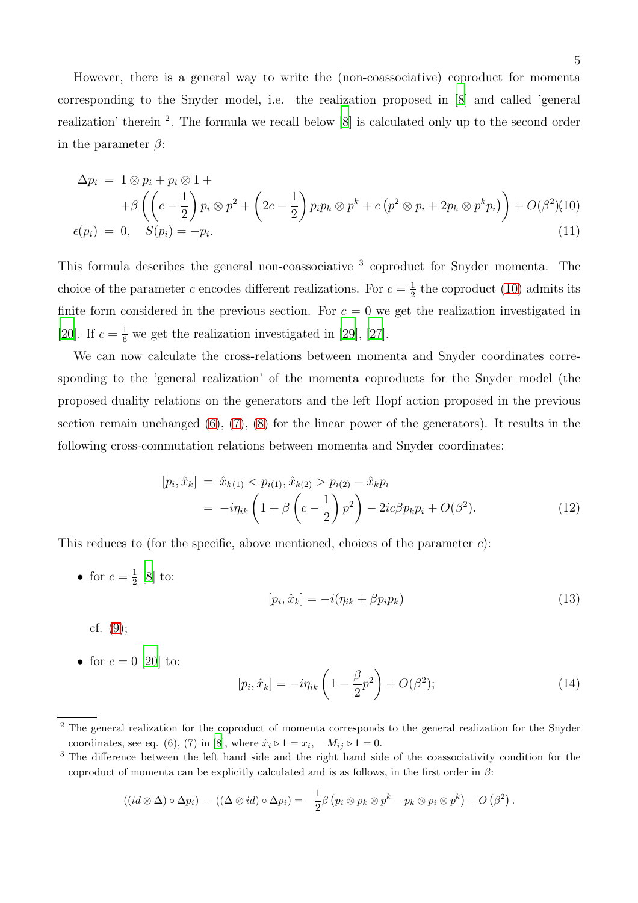However, there is a general way to write the (non-coassociative) coproduct for momenta corresponding to the Snyder model, i.e. the realization proposed in [8] and called 'general realization' therein [2]. The formula we recall below [8] is calculated only up to the second order in the parameter $\beta$:

$$
\begin{aligned}
\Delta p_i &= 1 \otimes p_i + p_i \otimes 1 + \\
&+\beta \left( \left( c - \frac{1}{2} \right) p_i \otimes p^2 + \left( 2c - \frac{1}{2} \right) p_i p_k \otimes p^k + c \left( p^2 \otimes p_i + 2 p_k \otimes p^k p_i \right) \right) + O(\beta^2) \quad (10) \\
\epsilon(p_i) &= 0, \quad S(p_i) = -p_i. \quad (11)
\end{aligned}
$$

This formula describes the general non-coassociative [3] coproduct for Snyder momenta. The choice of the parameter $c$ encodes different realizations. For $c = \frac{1}{2}$ the coproduct (10) admits its finite form considered in the previous section. For $c = 0$ we get the realization investigated in [20]. If $c = \frac{1}{6}$ we get the realization investigated in [29], [27].

We can now calculate the cross-relations between momenta and Snyder coordinates corresponding to the 'general realization' of the momenta coproducts for the Snyder model (the proposed duality relations on the generators and the left Hopf action proposed in the previous section remain unchanged (6), (7), (8) for the linear power of the generators). It results in the following cross-commutation relations between momenta and Snyder coordinates:

$$
\begin{aligned}
[p_i, \hat{x}_k] &= \hat{x}_{k(1)} < p_{i(1)}, \hat{x}_{k(2)} > p_{i(2)} - \hat{x}_k p_i \\
&= -i\eta_{ik} \left( 1 + \beta \left( c - \frac{1}{2} \right) p^2 \right) - 2ic\beta p_k p_i + O(\beta^2). \quad (12)
\end{aligned}
$$

This reduces to (for the specific, above mentioned, choices of the parameter $c$):

- for $c = \frac{1}{2}$ [8] to:
$$
[p_i, \hat{x}_k] = -i(\eta_{ik} + \beta p_i p_k) \quad (13)
$$
cf. (9);

- for $c = 0$ [20] to:
$$
[p_i, \hat{x}_k] = -i\eta_{ik} \left( 1 - \frac{\beta}{2} p^2 \right) + O(\beta^2); \quad (14)
$$

---

[2] The general realization for the coproduct of momenta corresponds to the general realization for the Snyder coordinates, see eq. (6), (7) in [8], where $\hat{x}_i \triangleright 1 = x_i, \quad M_{ij} \triangleright 1 = 0$.

[3] The difference between the left hand side and the right hand side of the coassociativity condition for the coproduct of momenta can be explicitly calculated and is as follows, in the first order in $\beta$:

$$
((id \otimes \Delta) \circ \Delta p_i) - ((\Delta \otimes id) \circ \Delta p_i) = -\frac{1}{2}\beta \left( p_i \otimes p_k \otimes p^k - p_k \otimes p_i \otimes p^k \right) + O\left(\beta^2\right).
$$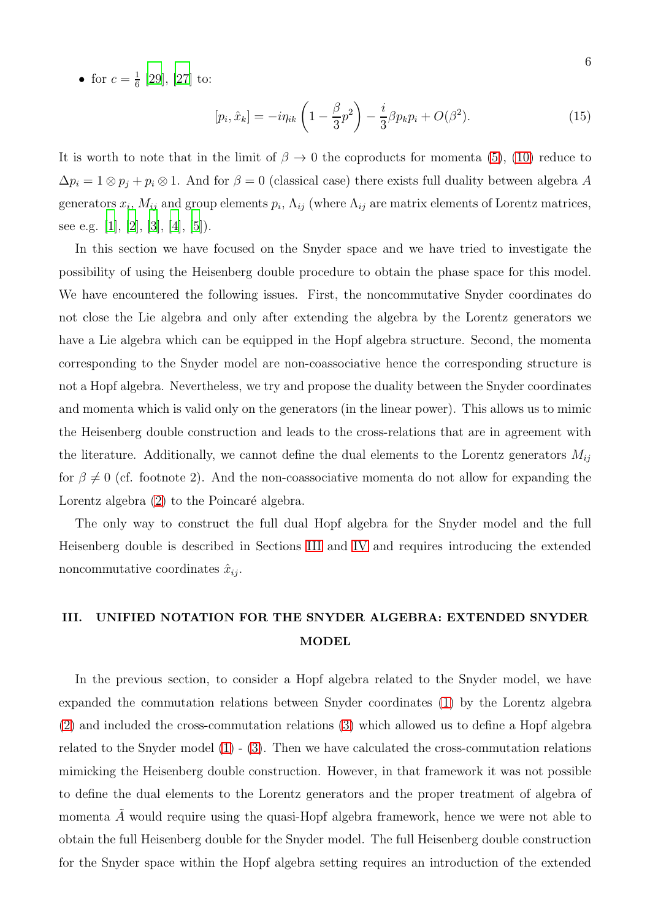- for $c = \frac{1}{6}$ [29], [27] to:

$$[p_i, \hat{x}_k] = -i\eta_{ik}\left(1 - \frac{\beta}{3}p^2\right) - \frac{i}{3}\beta p_k p_i + O(\beta^2). \tag{15}$$

It is worth to note that in the limit of $\beta \to 0$ the coproducts for momenta (5), (10) reduce to $\Delta p_i = 1 \otimes p_j + p_i \otimes 1$. And for $\beta = 0$ (classical case) there exists full duality between algebra $A$ generators $x_i$, $M_{ij}$ and group elements $p_i$, $\Lambda_{ij}$ (where $\Lambda_{ij}$ are matrix elements of Lorentz matrices, see e.g. [1], [2], [3], [4], [5]).

In this section we have focused on the Snyder space and we have tried to investigate the possibility of using the Heisenberg double procedure to obtain the phase space for this model. We have encountered the following issues. First, the noncommutative Snyder coordinates do not close the Lie algebra and only after extending the algebra by the Lorentz generators we have a Lie algebra which can be equipped in the Hopf algebra structure. Second, the momenta corresponding to the Snyder model are non-coassociative hence the corresponding structure is not a Hopf algebra. Nevertheless, we try and propose the duality between the Snyder coordinates and momenta which is valid only on the generators (in the linear power). This allows us to mimic the Heisenberg double construction and leads to the cross-relations that are in agreement with the literature. Additionally, we cannot define the dual elements to the Lorentz generators $M_{ij}$ for $\beta \neq 0$ (cf. footnote 2). And the non-coassociative momenta do not allow for expanding the Lorentz algebra (2) to the Poincaré algebra.

The only way to construct the full dual Hopf algebra for the Snyder model and the full Heisenberg double is described in Sections III and IV and requires introducing the extended noncommutative coordinates $\hat{x}_{ij}$.

## III. UNIFIED NOTATION FOR THE SNYDER ALGEBRA: EXTENDED SNYDER MODEL

In the previous section, to consider a Hopf algebra related to the Snyder model, we have expanded the commutation relations between Snyder coordinates (1) by the Lorentz algebra (2) and included the cross-commutation relations (3) which allowed us to define a Hopf algebra related to the Snyder model (1) - (3). Then we have calculated the cross-commutation relations mimicking the Heisenberg double construction. However, in that framework it was not possible to define the dual elements to the Lorentz generators and the proper treatment of algebra of momenta $\tilde{A}$ would require using the quasi-Hopf algebra framework, hence we were not able to obtain the full Heisenberg double for the Snyder model. The full Heisenberg double construction for the Snyder space within the Hopf algebra setting requires an introduction of the extended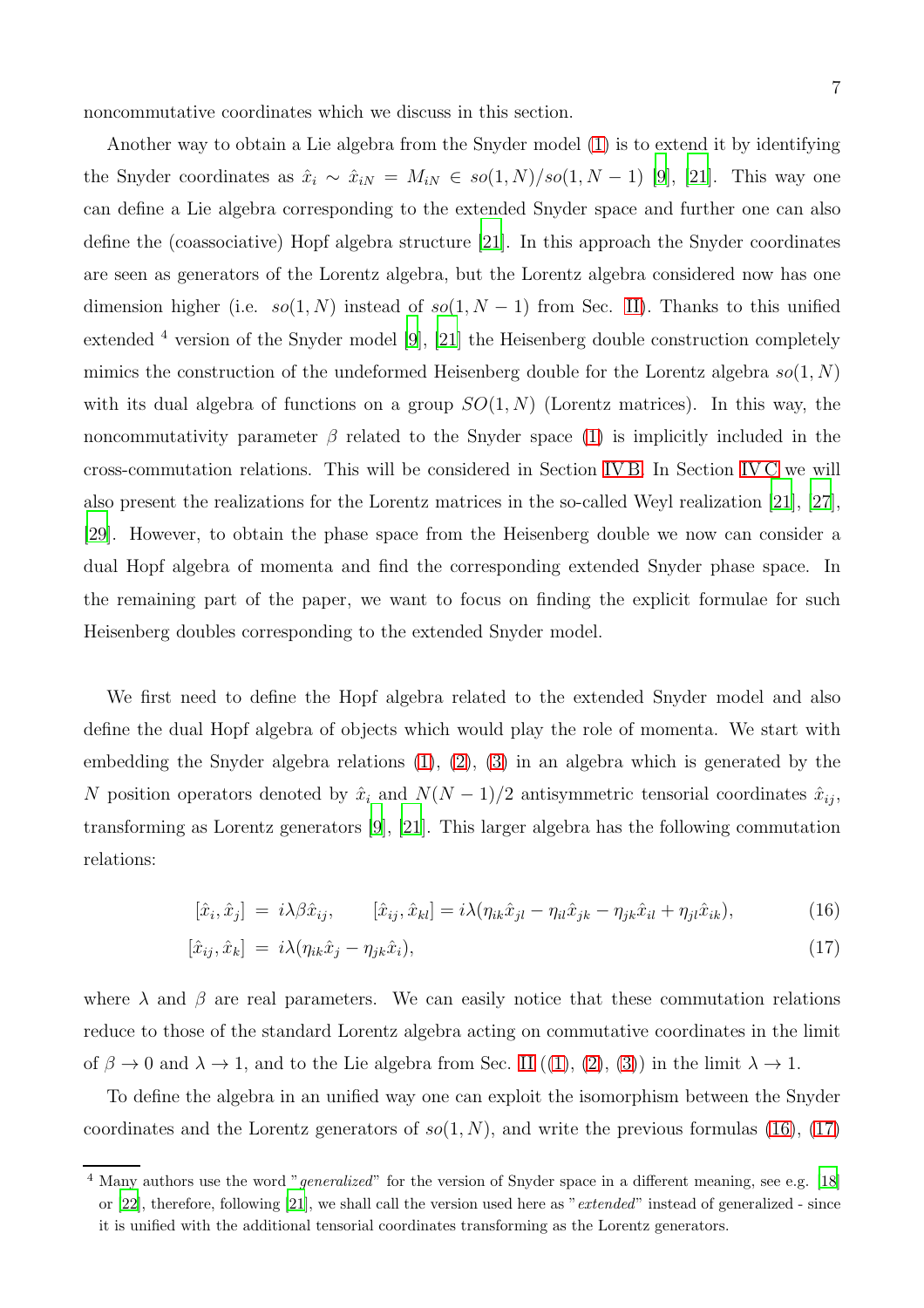noncommutative coordinates which we discuss in this section.

Another way to obtain a Lie algebra from the Snyder model (1) is to extend it by identifying the Snyder coordinates as $\hat{x}_i \sim \hat{x}_{iN} = M_{iN} \in so(1,N)/so(1,N-1)$ [9], [21]. This way one can define a Lie algebra corresponding to the extended Snyder space and further one can also define the (coassociative) Hopf algebra structure [21]. In this approach the Snyder coordinates are seen as generators of the Lorentz algebra, but the Lorentz algebra considered now has one dimension higher (i.e. $so(1,N)$ instead of $so(1,N-1)$ from Sec. II). Thanks to this unified extended [4] version of the Snyder model [9], [21] the Heisenberg double construction completely mimics the construction of the undeformed Heisenberg double for the Lorentz algebra $so(1,N)$ with its dual algebra of functions on a group $SO(1,N)$ (Lorentz matrices). In this way, the noncommutativity parameter $\beta$ related to the Snyder space (1) is implicitly included in the cross-commutation relations. This will be considered in Section IV B. In Section IV C we will also present the realizations for the Lorentz matrices in the so-called Weyl realization [21], [27], [29]. However, to obtain the phase space from the Heisenberg double we now can consider a dual Hopf algebra of momenta and find the corresponding extended Snyder phase space. In the remaining part of the paper, we want to focus on finding the explicit formulae for such Heisenberg doubles corresponding to the extended Snyder model.

We first need to define the Hopf algebra related to the extended Snyder model and also define the dual Hopf algebra of objects which would play the role of momenta. We start with embedding the Snyder algebra relations (1), (2), (3) in an algebra which is generated by the $N$ position operators denoted by $\hat{x}_i$ and $N(N-1)/2$ antisymmetric tensorial coordinates $\hat{x}_{ij}$, transforming as Lorentz generators [9], [21]. This larger algebra has the following commutation relations:

$$[\hat{x}_i, \hat{x}_j] = i\lambda\beta\hat{x}_{ij}, \qquad [\hat{x}_{ij}, \hat{x}_{kl}] = i\lambda(\eta_{ik}\hat{x}_{jl} - \eta_{il}\hat{x}_{jk} - \eta_{jk}\hat{x}_{il} + \eta_{jl}\hat{x}_{ik}), \tag{16}$$

$$[\hat{x}_{ij}, \hat{x}_k] = i\lambda(\eta_{ik}\hat{x}_j - \eta_{jk}\hat{x}_i), \tag{17}$$

where $\lambda$ and $\beta$ are real parameters. We can easily notice that these commutation relations reduce to those of the standard Lorentz algebra acting on commutative coordinates in the limit of $\beta \to 0$ and $\lambda \to 1$, and to the Lie algebra from Sec. II ((1), (2), (3)) in the limit $\lambda \to 1$.

To define the algebra in an unified way one can exploit the isomorphism between the Snyder coordinates and the Lorentz generators of $so(1,N)$, and write the previous formulas (16), (17)

[4] Many authors use the word "*generalized*" for the version of Snyder space in a different meaning, see e.g. [18] or [22], therefore, following [21], we shall call the version used here as "*extended*" instead of generalized - since it is unified with the additional tensorial coordinates transforming as the Lorentz generators.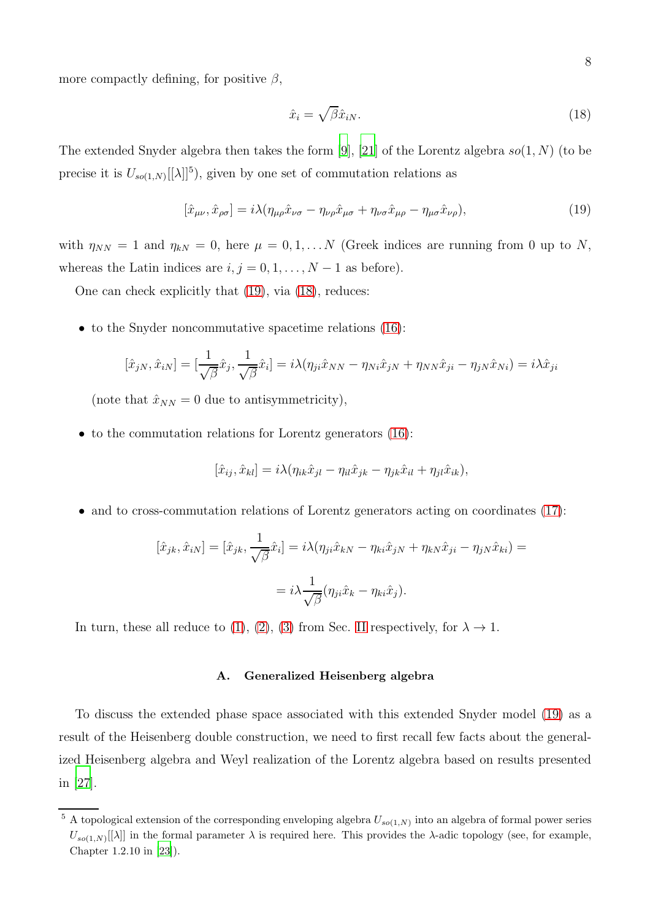more compactly defining, for positive $\beta$,

$$\hat{x}_i = \sqrt{\beta}\hat{x}_{iN}. \tag{18}$$

The extended Snyder algebra then takes the form [9], [21] of the Lorentz algebra $so(1,N)$ (to be precise it is $U_{so(1,N)}[[\lambda]]$[5]), given by one set of commutation relations as

$$[\hat{x}_{\mu\nu}, \hat{x}_{\rho\sigma}] = i\lambda(\eta_{\mu\rho}\hat{x}_{\nu\sigma} - \eta_{\nu\rho}\hat{x}_{\mu\sigma} + \eta_{\nu\sigma}\hat{x}_{\mu\rho} - \eta_{\mu\sigma}\hat{x}_{\nu\rho}), \tag{19}$$

with $\eta_{NN} = 1$ and $\eta_{kN} = 0$, here $\mu = 0, 1, \ldots N$ (Greek indices are running from 0 up to $N$, whereas the Latin indices are $i, j = 0, 1, \ldots, N-1$ as before).

One can check explicitly that (19), via (18), reduces:

- to the Snyder noncommutative spacetime relations (16):

$$[\hat{x}_{jN}, \hat{x}_{iN}] = [\frac{1}{\sqrt{\beta}}\hat{x}_j, \frac{1}{\sqrt{\beta}}\hat{x}_i] = i\lambda(\eta_{ji}\hat{x}_{NN} - \eta_{Ni}\hat{x}_{jN} + \eta_{NN}\hat{x}_{ji} - \eta_{jN}\hat{x}_{Ni}) = i\lambda\hat{x}_{ji}$$

  (note that $\hat{x}_{NN} = 0$ due to antisymmetricity),

- to the commutation relations for Lorentz generators (16):

$$[\hat{x}_{ij}, \hat{x}_{kl}] = i\lambda(\eta_{ik}\hat{x}_{jl} - \eta_{il}\hat{x}_{jk} - \eta_{jk}\hat{x}_{il} + \eta_{jl}\hat{x}_{ik}),$$

- and to cross-commutation relations of Lorentz generators acting on coordinates (17):

$$[\hat{x}_{jk}, \hat{x}_{iN}] = [\hat{x}_{jk}, \frac{1}{\sqrt{\beta}}\hat{x}_i] = i\lambda(\eta_{ji}\hat{x}_{kN} - \eta_{ki}\hat{x}_{jN} + \eta_{kN}\hat{x}_{ji} - \eta_{jN}\hat{x}_{ki}) =$$

$$= i\lambda\frac{1}{\sqrt{\beta}}(\eta_{ji}\hat{x}_k - \eta_{ki}\hat{x}_j).$$

In turn, these all reduce to (1), (2), (3) from Sec. II respectively, for $\lambda \to 1$.

### A. Generalized Heisenberg algebra

To discuss the extended phase space associated with this extended Snyder model (19) as a result of the Heisenberg double construction, we need to first recall few facts about the generalized Heisenberg algebra and Weyl realization of the Lorentz algebra based on results presented in [27].

[5] A topological extension of the corresponding enveloping algebra $U_{so(1,N)}$ into an algebra of formal power series $U_{so(1,N)}[[\lambda]]$ in the formal parameter $\lambda$ is required here. This provides the $\lambda$-adic topology (see, for example, Chapter 1.2.10 in [23]).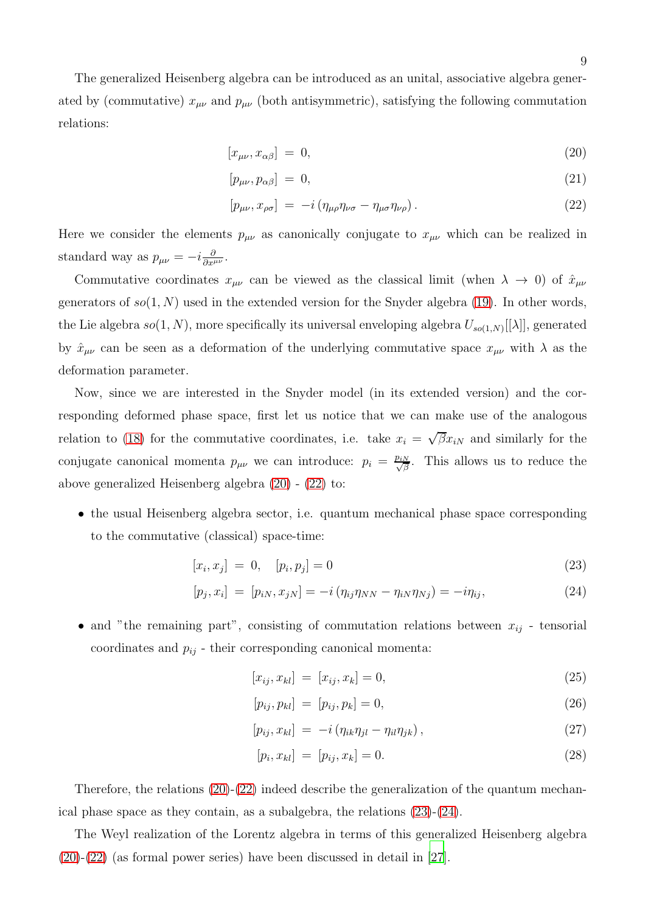The generalized Heisenberg algebra can be introduced as an unital, associative algebra generated by (commutative) $x_{\mu\nu}$ and $p_{\mu\nu}$ (both antisymmetric), satisfying the following commutation relations:

$$[x_{\mu\nu}, x_{\alpha\beta}] \; = \; 0, \tag{20}$$

$$[p_{\mu\nu}, p_{\alpha\beta}] \; = \; 0, \tag{21}$$

$$[p_{\mu\nu}, x_{\rho\sigma}] \; = \; -i\left(\eta_{\mu\rho}\eta_{\nu\sigma} - \eta_{\mu\sigma}\eta_{\nu\rho}\right). \tag{22}$$

Here we consider the elements $p_{\mu\nu}$ as canonically conjugate to $x_{\mu\nu}$ which can be realized in standard way as $p_{\mu\nu} = -i\frac{\partial}{\partial x^{\mu\nu}}$.

Commutative coordinates $x_{\mu\nu}$ can be viewed as the classical limit (when $\lambda \to 0$) of $\hat{x}_{\mu\nu}$ generators of $so(1, N)$ used in the extended version for the Snyder algebra (19). In other words, the Lie algebra $so(1, N)$, more specifically its universal enveloping algebra $U_{so(1,N)}[[\lambda]]$, generated by $\hat{x}_{\mu\nu}$ can be seen as a deformation of the underlying commutative space $x_{\mu\nu}$ with $\lambda$ as the deformation parameter.

Now, since we are interested in the Snyder model (in its extended version) and the corresponding deformed phase space, first let us notice that we can make use of the analogous relation to (18) for the commutative coordinates, i.e. take $x_i = \sqrt{\beta}x_{iN}$ and similarly for the conjugate canonical momenta $p_{\mu\nu}$ we can introduce: $p_i = \frac{p_{iN}}{\sqrt{\beta}}$. This allows us to reduce the above generalized Heisenberg algebra (20) - (22) to:

- the usual Heisenberg algebra sector, i.e. quantum mechanical phase space corresponding to the commutative (classical) space-time:

$$[x_i, x_j] \; = \; 0, \quad [p_i, p_j] = 0 \tag{23}$$

$$[p_j, x_i] \; = \; [p_{iN}, x_{jN}] = -i\left(\eta_{ij}\eta_{NN} - \eta_{iN}\eta_{Nj}\right) = -i\eta_{ij}, \tag{24}$$

- and "the remaining part", consisting of commutation relations between $x_{ij}$ - tensorial coordinates and $p_{ij}$ - their corresponding canonical momenta:

$$[x_{ij}, x_{kl}] \; = \; [x_{ij}, x_k] = 0, \tag{25}$$

$$[p_{ij}, p_{kl}] \; = \; [p_{ij}, p_k] = 0, \tag{26}$$

$$[p_{ij}, x_{kl}] \; = \; -i\left(\eta_{ik}\eta_{jl} - \eta_{il}\eta_{jk}\right), \tag{27}$$

$$[p_i, x_{kl}] \; = \; [p_{ij}, x_k] = 0. \tag{28}$$

Therefore, the relations (20)-(22) indeed describe the generalization of the quantum mechanical phase space as they contain, as a subalgebra, the relations (23)-(24).

The Weyl realization of the Lorentz algebra in terms of this generalized Heisenberg algebra (20)-(22) (as formal power series) have been discussed in detail in [27].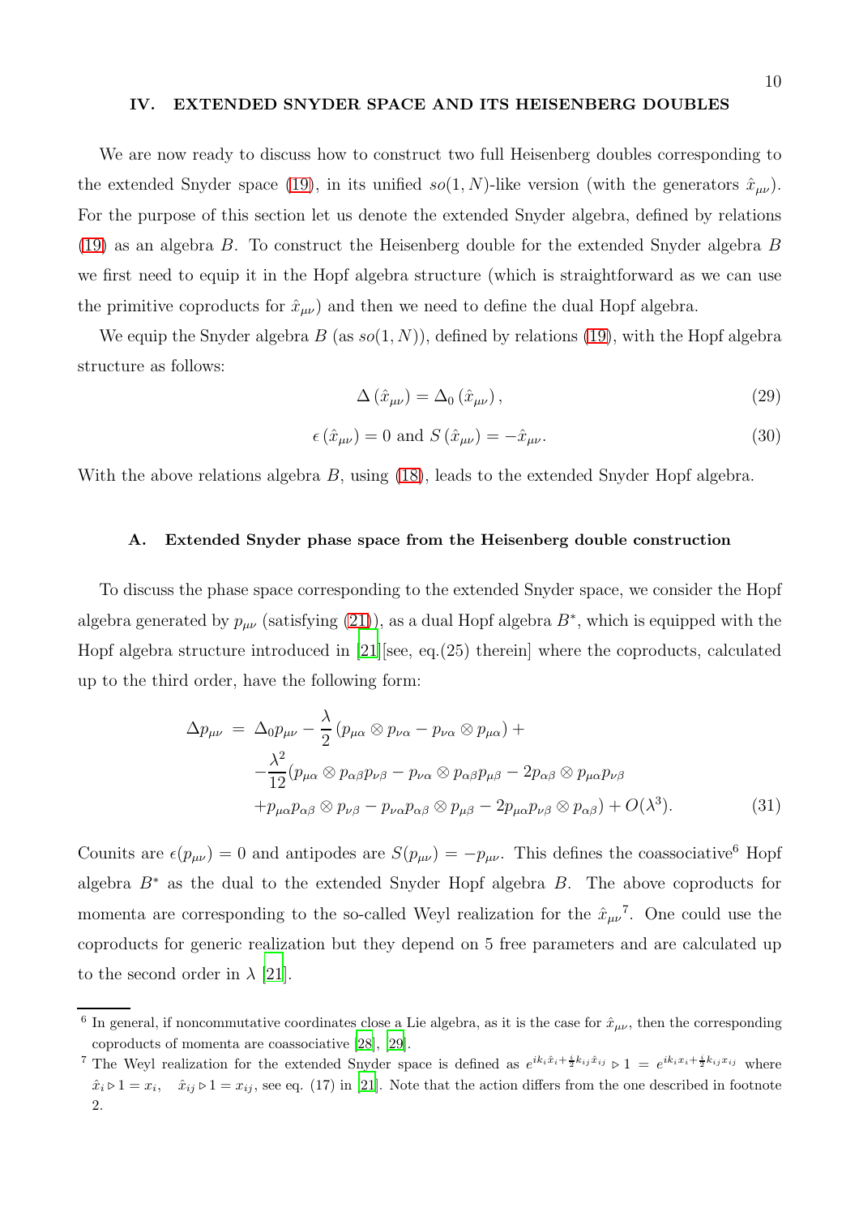## IV. EXTENDED SNYDER SPACE AND ITS HEISENBERG DOUBLES

We are now ready to discuss how to construct two full Heisenberg doubles corresponding to the extended Snyder space (19), in its unified $so(1,N)$-like version (with the generators $\hat{x}_{\mu\nu}$). For the purpose of this section let us denote the extended Snyder algebra, defined by relations (19) as an algebra $B$. To construct the Heisenberg double for the extended Snyder algebra $B$ we first need to equip it in the Hopf algebra structure (which is straightforward as we can use the primitive coproducts for $\hat{x}_{\mu\nu}$) and then we need to define the dual Hopf algebra.

We equip the Snyder algebra $B$ (as $so(1,N)$), defined by relations (19), with the Hopf algebra structure as follows:

$$\Delta\left(\hat{x}_{\mu\nu}\right) = \Delta_0\left(\hat{x}_{\mu\nu}\right), \tag{29}$$

$$\epsilon\left(\hat{x}_{\mu\nu}\right) = 0 \text{ and } S\left(\hat{x}_{\mu\nu}\right) = -\hat{x}_{\mu\nu}. \tag{30}$$

With the above relations algebra $B$, using (18), leads to the extended Snyder Hopf algebra.

### A. Extended Snyder phase space from the Heisenberg double construction

To discuss the phase space corresponding to the extended Snyder space, we consider the Hopf algebra generated by $p_{\mu\nu}$ (satisfying (21)), as a dual Hopf algebra $B^*$, which is equipped with the Hopf algebra structure introduced in [21][see, eq.(25) therein] where the coproducts, calculated up to the third order, have the following form:

$$\begin{aligned}
\Delta p_{\mu\nu} \;=\; & \Delta_0 p_{\mu\nu} - \frac{\lambda}{2}\left(p_{\mu\alpha}\otimes p_{\nu\alpha} - p_{\nu\alpha}\otimes p_{\mu\alpha}\right) + \\
& -\frac{\lambda^2}{12}\big(p_{\mu\alpha}\otimes p_{\alpha\beta}p_{\nu\beta} - p_{\nu\alpha}\otimes p_{\alpha\beta}p_{\mu\beta} - 2p_{\alpha\beta}\otimes p_{\mu\alpha}p_{\nu\beta} \\
& + p_{\mu\alpha}p_{\alpha\beta}\otimes p_{\nu\beta} - p_{\nu\alpha}p_{\alpha\beta}\otimes p_{\mu\beta} - 2p_{\mu\alpha}p_{\nu\beta}\otimes p_{\alpha\beta}\big) + O(\lambda^3).
\end{aligned} \tag{31}$$

Counits are $\epsilon(p_{\mu\nu}) = 0$ and antipodes are $S(p_{\mu\nu}) = -p_{\mu\nu}$. This defines the coassociative[6] Hopf algebra $B^*$ as the dual to the extended Snyder Hopf algebra $B$. The above coproducts for momenta are corresponding to the so-called Weyl realization for the $\hat{x}_{\mu\nu}$[7]. One could use the coproducts for generic realization but they depend on 5 free parameters and are calculated up to the second order in $\lambda$ [21].

---

[6] In general, if noncommutative coordinates close a Lie algebra, as it is the case for $\hat{x}_{\mu\nu}$, then the corresponding coproducts of momenta are coassociative [28], [29].

[7] The Weyl realization for the extended Snyder space is defined as $e^{ik_i\hat{x}_i+\frac{i}{2}k_{ij}\hat{x}_{ij}} \triangleright 1 = e^{ik_ix_i+\frac{i}{2}k_{ij}x_{ij}}$ where $\hat{x}_i \triangleright 1 = x_i, \quad \hat{x}_{ij} \triangleright 1 = x_{ij}$, see eq. (17) in [21]. Note that the action differs from the one described in footnote 2.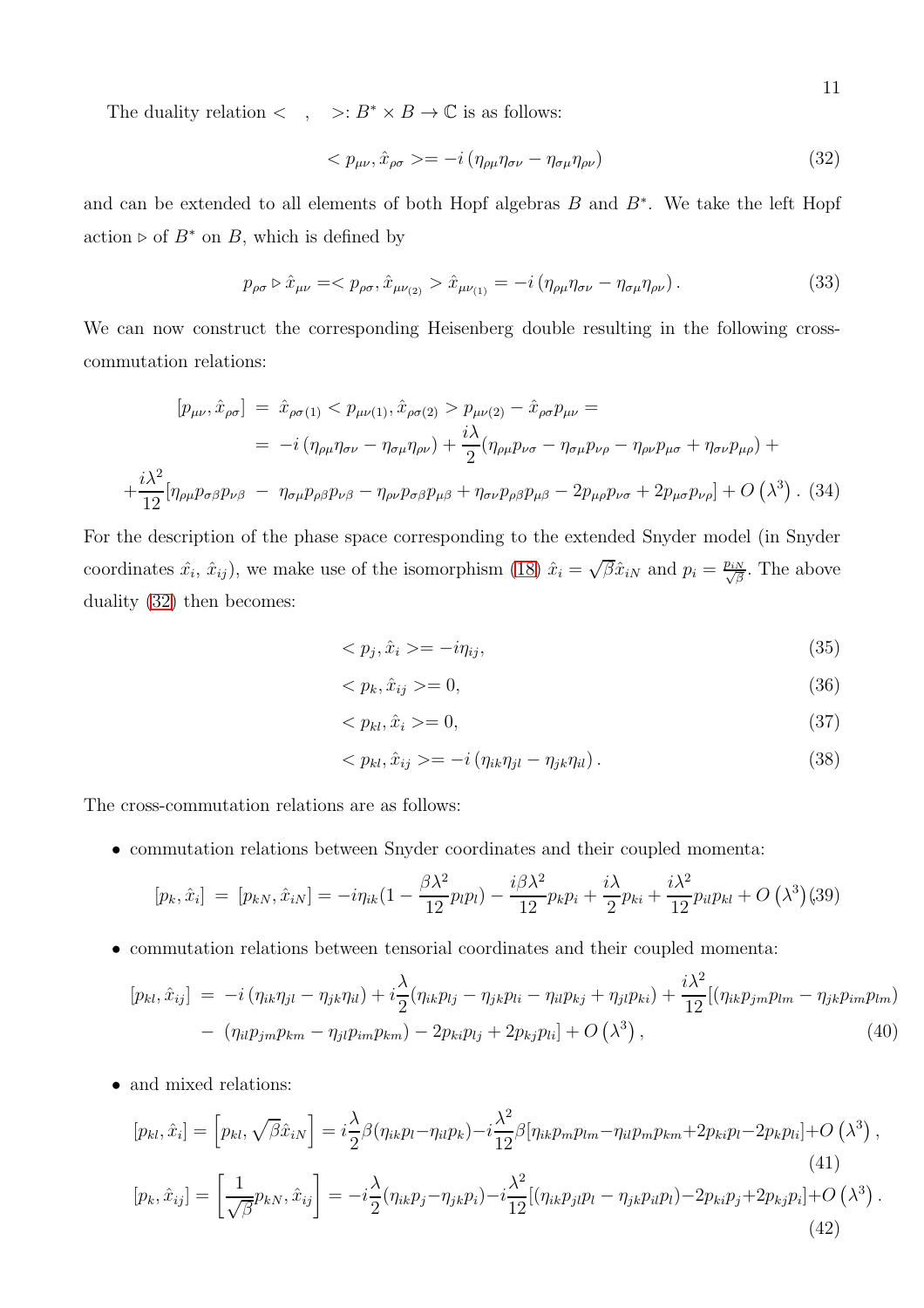The duality relation $<\ \ ,\ \ >: B^* \times B \to \mathbb{C}$ is as follows:

$$< p_{\mu\nu}, \hat{x}_{\rho\sigma} >= -i\left(\eta_{\rho\mu}\eta_{\sigma\nu} - \eta_{\sigma\mu}\eta_{\rho\nu}\right) \tag{32}$$

and can be extended to all elements of both Hopf algebras $B$ and $B^*$. We take the left Hopf action $\triangleright$ of $B^*$ on $B$, which is defined by

$$p_{\rho\sigma} \triangleright \hat{x}_{\mu\nu} =< p_{\rho\sigma}, \hat{x}_{\mu\nu_{(2)}} > \hat{x}_{\mu\nu_{(1)}} = -i\left(\eta_{\rho\mu}\eta_{\sigma\nu} - \eta_{\sigma\mu}\eta_{\rho\nu}\right). \tag{33}$$

We can now construct the corresponding Heisenberg double resulting in the following cross-commutation relations:

$$\begin{aligned}
[p_{\mu\nu}, \hat{x}_{\rho\sigma}] &= \hat{x}_{\rho\sigma(1)} < p_{\mu\nu(1)}, \hat{x}_{\rho\sigma(2)} > p_{\mu\nu(2)} - \hat{x}_{\rho\sigma} p_{\mu\nu} = \\
&= -i\left(\eta_{\rho\mu}\eta_{\sigma\nu} - \eta_{\sigma\mu}\eta_{\rho\nu}\right) + \frac{i\lambda}{2}(\eta_{\rho\mu}p_{\nu\sigma} - \eta_{\sigma\mu}p_{\nu\rho} - \eta_{\rho\nu}p_{\mu\sigma} + \eta_{\sigma\nu}p_{\mu\rho}) + \\
+\frac{i\lambda^2}{12}&[\eta_{\rho\mu}p_{\sigma\beta}p_{\nu\beta} - \eta_{\sigma\mu}p_{\rho\beta}p_{\nu\beta} - \eta_{\rho\nu}p_{\sigma\beta}p_{\mu\beta} + \eta_{\sigma\nu}p_{\rho\beta}p_{\mu\beta} - 2p_{\mu\rho}p_{\nu\sigma} + 2p_{\mu\sigma}p_{\nu\rho}] + O\left(\lambda^3\right).
\end{aligned} \tag{34}$$

For the description of the phase space corresponding to the extended Snyder model (in Snyder coordinates $\hat{x}_i$, $\hat{x}_{ij}$), we make use of the isomorphism (18) $\hat{x}_i = \sqrt{\beta}\hat{x}_{iN}$ and $p_i = \frac{p_{iN}}{\sqrt{\beta}}$. The above duality (32) then becomes:

$$< p_j, \hat{x}_i >= -i\eta_{ij}, \tag{35}$$

$$< p_k, \hat{x}_{ij} >= 0, \tag{36}$$

$$< p_{kl}, \hat{x}_i >= 0, \tag{37}$$

$$< p_{kl}, \hat{x}_{ij} >= -i\left(\eta_{ik}\eta_{jl} - \eta_{jk}\eta_{il}\right). \tag{38}$$

The cross-commutation relations are as follows:

- commutation relations between Snyder coordinates and their coupled momenta:

$$[p_k, \hat{x}_i] = [p_{kN}, \hat{x}_{iN}] = -i\eta_{ik}(1 - \frac{\beta\lambda^2}{12}p_l p_l) - \frac{i\beta\lambda^2}{12}p_k p_i + \frac{i\lambda}{2}p_{ki} + \frac{i\lambda^2}{12}p_{il}p_{kl} + O\left(\lambda^3\right) \tag{39}$$

- commutation relations between tensorial coordinates and their coupled momenta:

$$\begin{aligned}
[p_{kl}, \hat{x}_{ij}] &= -i\left(\eta_{ik}\eta_{jl} - \eta_{jk}\eta_{il}\right) + i\frac{\lambda}{2}(\eta_{ik}p_{lj} - \eta_{jk}p_{li} - \eta_{il}p_{kj} + \eta_{jl}p_{ki}) + \frac{i\lambda^2}{12}[(\eta_{ik}p_{jm}p_{lm} - \eta_{jk}p_{im}p_{lm}) \\
&- (\eta_{il}p_{jm}p_{km} - \eta_{jl}p_{im}p_{km}) - 2p_{ki}p_{lj} + 2p_{kj}p_{li}] + O\left(\lambda^3\right),
\end{aligned} \tag{40}$$

- and mixed relations:

$$[p_{kl}, \hat{x}_i] = \left[p_{kl}, \sqrt{\beta}\hat{x}_{iN}\right] = i\frac{\lambda}{2}\beta(\eta_{ik}p_l - \eta_{il}p_k) - i\frac{\lambda^2}{12}\beta[\eta_{ik}p_m p_{lm} - \eta_{il}p_m p_{km} + 2p_{ki}p_l - 2p_k p_{li}] + O\left(\lambda^3\right), \tag{41}$$

$$[p_k, \hat{x}_{ij}] = \left[\frac{1}{\sqrt{\beta}}p_{kN}, \hat{x}_{ij}\right] = -i\frac{\lambda}{2}(\eta_{ik}p_j - \eta_{jk}p_i) - i\frac{\lambda^2}{12}[(\eta_{ik}p_{jl}p_l - \eta_{jk}p_{il}p_l) - 2p_{ki}p_j + 2p_{kj}p_i] + O\left(\lambda^3\right). \tag{42}$$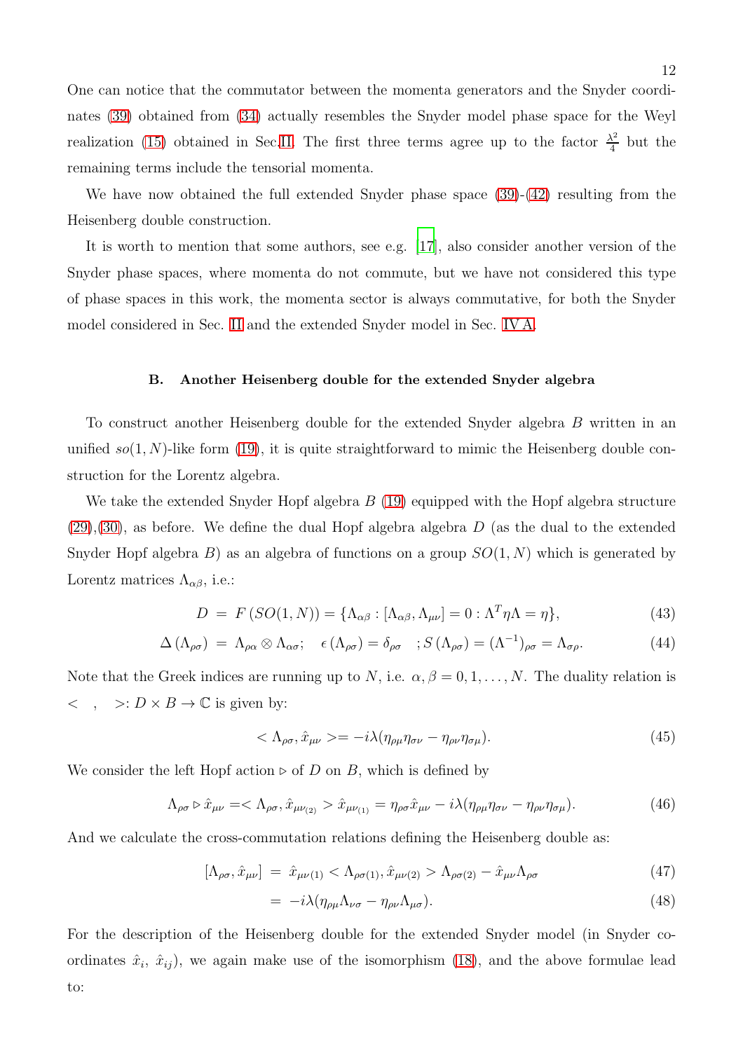One can notice that the commutator between the momenta generators and the Snyder coordinates (39) obtained from (34) actually resembles the Snyder model phase space for the Weyl realization (15) obtained in Sec.II. The first three terms agree up to the factor $\frac{\lambda^2}{4}$ but the remaining terms include the tensorial momenta.

We have now obtained the full extended Snyder phase space (39)-(42) resulting from the Heisenberg double construction.

It is worth to mention that some authors, see e.g. [17], also consider another version of the Snyder phase spaces, where momenta do not commute, but we have not considered this type of phase spaces in this work, the momenta sector is always commutative, for both the Snyder model considered in Sec. II and the extended Snyder model in Sec. IV A.

### B. Another Heisenberg double for the extended Snyder algebra

To construct another Heisenberg double for the extended Snyder algebra $B$ written in an unified $so(1,N)$-like form (19), it is quite straightforward to mimic the Heisenberg double construction for the Lorentz algebra.

We take the extended Snyder Hopf algebra $B$ (19) equipped with the Hopf algebra structure (29),(30), as before. We define the dual Hopf algebra algebra $D$ (as the dual to the extended Snyder Hopf algebra $B$) as an algebra of functions on a group $SO(1,N)$ which is generated by Lorentz matrices $\Lambda_{\alpha\beta}$, i.e.:

$$D \ = \ F\left(SO(1,N)\right) = \{\Lambda_{\alpha\beta} : [\Lambda_{\alpha\beta}, \Lambda_{\mu\nu}] = 0 : \Lambda^T \eta \Lambda = \eta\}, \tag{43}$$

$$\Delta\left(\Lambda_{\rho\sigma}\right) \ = \ \Lambda_{\rho\alpha} \otimes \Lambda_{\alpha\sigma}; \quad \epsilon\left(\Lambda_{\rho\sigma}\right) = \delta_{\rho\sigma} \quad ; S\left(\Lambda_{\rho\sigma}\right) = (\Lambda^{-1})_{\rho\sigma} = \Lambda_{\sigma\rho}. \tag{44}$$

Note that the Greek indices are running up to $N$, i.e. $\alpha, \beta = 0, 1, \ldots, N$. The duality relation is $< \ , \ >: D \times B \to \mathbb{C}$ is given by:

$$< \Lambda_{\rho\sigma}, \hat{x}_{\mu\nu} >= -i\lambda(\eta_{\rho\mu}\eta_{\sigma\nu} - \eta_{\rho\nu}\eta_{\sigma\mu}). \tag{45}$$

We consider the left Hopf action $\triangleright$ of $D$ on $B$, which is defined by

$$\Lambda_{\rho\sigma} \triangleright \hat{x}_{\mu\nu} =< \Lambda_{\rho\sigma}, \hat{x}_{\mu\nu_{(2)}} > \hat{x}_{\mu\nu_{(1)}} = \eta_{\rho\sigma}\hat{x}_{\mu\nu} - i\lambda(\eta_{\rho\mu}\eta_{\sigma\nu} - \eta_{\rho\nu}\eta_{\sigma\mu}). \tag{46}$$

And we calculate the cross-commutation relations defining the Heisenberg double as:

$$[\Lambda_{\rho\sigma}, \hat{x}_{\mu\nu}] \ = \ \hat{x}_{\mu\nu(1)} < \Lambda_{\rho\sigma(1)}, \hat{x}_{\mu\nu(2)} > \Lambda_{\rho\sigma(2)} - \hat{x}_{\mu\nu}\Lambda_{\rho\sigma} \tag{47}$$

$$= \ -i\lambda(\eta_{\rho\mu}\Lambda_{\nu\sigma} - \eta_{\rho\nu}\Lambda_{\mu\sigma}). \tag{48}$$

For the description of the Heisenberg double for the extended Snyder model (in Snyder coordinates $\hat{x}_i$, $\hat{x}_{ij}$), we again make use of the isomorphism (18), and the above formulae lead to: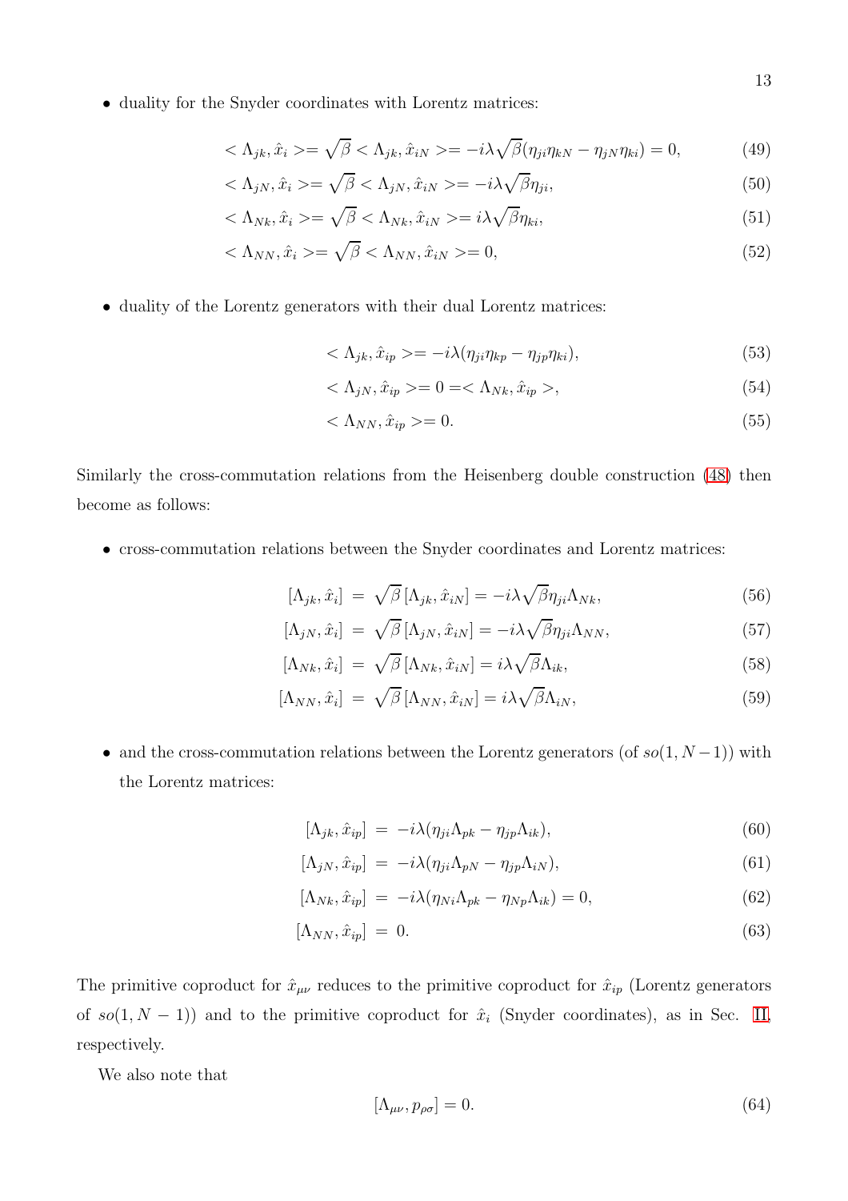- duality for the Snyder coordinates with Lorentz matrices:

$$< \Lambda_{jk}, \hat{x}_i >= \sqrt{\beta} < \Lambda_{jk}, \hat{x}_{iN} >= -i\lambda\sqrt{\beta}(\eta_{ji}\eta_{kN} - \eta_{jN}\eta_{ki}) = 0, \tag{49}$$

$$< \Lambda_{jN}, \hat{x}_i >= \sqrt{\beta} < \Lambda_{jN}, \hat{x}_{iN} >= -i\lambda\sqrt{\beta}\eta_{ji}, \tag{50}$$

$$< \Lambda_{Nk}, \hat{x}_i >= \sqrt{\beta} < \Lambda_{Nk}, \hat{x}_{iN} >= i\lambda\sqrt{\beta}\eta_{ki}, \tag{51}$$

$$< \Lambda_{NN}, \hat{x}_i >= \sqrt{\beta} < \Lambda_{NN}, \hat{x}_{iN} >= 0, \tag{52}$$

- duality of the Lorentz generators with their dual Lorentz matrices:

$$< \Lambda_{jk}, \hat{x}_{ip} >= -i\lambda(\eta_{ji}\eta_{kp} - \eta_{jp}\eta_{ki}), \tag{53}$$

$$< \Lambda_{jN}, \hat{x}_{ip} >= 0 =< \Lambda_{Nk}, \hat{x}_{ip} >, \tag{54}$$

$$< \Lambda_{NN}, \hat{x}_{ip} >= 0. \tag{55}$$

Similarly the cross-commutation relations from the Heisenberg double construction (48) then become as follows:

- cross-commutation relations between the Snyder coordinates and Lorentz matrices:

$$[\Lambda_{jk}, \hat{x}_i] = \sqrt{\beta}\,[\Lambda_{jk}, \hat{x}_{iN}] = -i\lambda\sqrt{\beta}\eta_{ji}\Lambda_{Nk}, \tag{56}$$

$$[\Lambda_{jN}, \hat{x}_i] = \sqrt{\beta}\,[\Lambda_{jN}, \hat{x}_{iN}] = -i\lambda\sqrt{\beta}\eta_{ji}\Lambda_{NN}, \tag{57}$$

$$[\Lambda_{Nk}, \hat{x}_i] = \sqrt{\beta}\,[\Lambda_{Nk}, \hat{x}_{iN}] = i\lambda\sqrt{\beta}\Lambda_{ik}, \tag{58}$$

$$[\Lambda_{NN}, \hat{x}_i] = \sqrt{\beta}\,[\Lambda_{NN}, \hat{x}_{iN}] = i\lambda\sqrt{\beta}\Lambda_{iN}, \tag{59}$$

- and the cross-commutation relations between the Lorentz generators (of $so(1, N-1)$) with the Lorentz matrices:

$$[\Lambda_{jk}, \hat{x}_{ip}] = -i\lambda(\eta_{ji}\Lambda_{pk} - \eta_{jp}\Lambda_{ik}), \tag{60}$$

$$[\Lambda_{jN}, \hat{x}_{ip}] = -i\lambda(\eta_{ji}\Lambda_{pN} - \eta_{jp}\Lambda_{iN}), \tag{61}$$

$$[\Lambda_{Nk}, \hat{x}_{ip}] = -i\lambda(\eta_{Ni}\Lambda_{pk} - \eta_{Np}\Lambda_{ik}) = 0, \tag{62}$$

$$[\Lambda_{NN}, \hat{x}_{ip}] = 0. \tag{63}$$

The primitive coproduct for $\hat{x}_{\mu\nu}$ reduces to the primitive coproduct for $\hat{x}_{ip}$ (Lorentz generators of $so(1, N-1)$) and to the primitive coproduct for $\hat{x}_i$ (Snyder coordinates), as in Sec. II, respectively.

We also note that

$$[\Lambda_{\mu\nu}, p_{\rho\sigma}] = 0. \tag{64}$$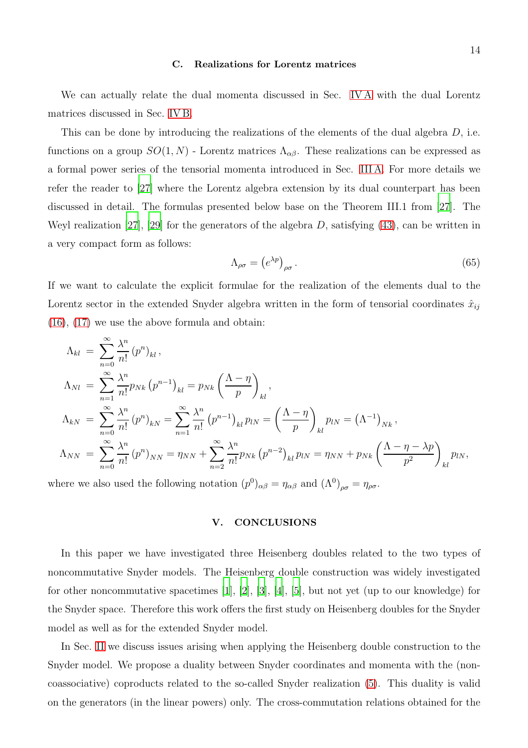### C. Realizations for Lorentz matrices

We can actually relate the dual momenta discussed in Sec. IV A with the dual Lorentz matrices discussed in Sec. IV B.

This can be done by introducing the realizations of the elements of the dual algebra $D$, i.e. functions on a group $SO(1,N)$ - Lorentz matrices $\Lambda_{\alpha\beta}$. These realizations can be expressed as a formal power series of the tensorial momenta introduced in Sec. III A. For more details we refer the reader to [27] where the Lorentz algebra extension by its dual counterpart has been discussed in detail. The formulas presented below base on the Theorem III.1 from [27]. The Weyl realization [27], [29] for the generators of the algebra $D$, satisfying (43), can be written in a very compact form as follows:

$$\Lambda_{\rho\sigma} = \left(e^{\lambda p}\right)_{\rho\sigma}. \tag{65}$$

If we want to calculate the explicit formulae for the realization of the elements dual to the Lorentz sector in the extended Snyder algebra written in the form of tensorial coordinates $\hat{x}_{ij}$ (16), (17) we use the above formula and obtain:

$$\begin{aligned}
\Lambda_{kl} &= \sum_{n=0}^{\infty} \frac{\lambda^n}{n!} \left(p^n\right)_{kl}, \\
\Lambda_{Nl} &= \sum_{n=1}^{\infty} \frac{\lambda^n}{n!} p_{Nk} \left(p^{n-1}\right)_{kl} = p_{Nk} \left(\frac{\Lambda - \eta}{p}\right)_{kl}, \\
\Lambda_{kN} &= \sum_{n=0}^{\infty} \frac{\lambda^n}{n!} \left(p^n\right)_{kN} = \sum_{n=1}^{\infty} \frac{\lambda^n}{n!} \left(p^{n-1}\right)_{kl} p_{lN} = \left(\frac{\Lambda - \eta}{p}\right)_{kl} p_{lN} = \left(\Lambda^{-1}\right)_{Nk}, \\
\Lambda_{NN} &= \sum_{n=0}^{\infty} \frac{\lambda^n}{n!} \left(p^n\right)_{NN} = \eta_{NN} + \sum_{n=2}^{\infty} \frac{\lambda^n}{n!} p_{Nk} \left(p^{n-2}\right)_{kl} p_{lN} = \eta_{NN} + p_{Nk} \left(\frac{\Lambda - \eta - \lambda p}{p^2}\right)_{kl} p_{lN},
\end{aligned}$$

where we also used the following notation $(p^0)_{\alpha\beta} = \eta_{\alpha\beta}$ and $\left(\Lambda^0\right)_{\rho\sigma} = \eta_{\rho\sigma}$.

## V. CONCLUSIONS

In this paper we have investigated three Heisenberg doubles related to the two types of noncommutative Snyder models. The Heisenberg double construction was widely investigated for other noncommutative spacetimes [1], [2], [3], [4], [5], but not yet (up to our knowledge) for the Snyder space. Therefore this work offers the first study on Heisenberg doubles for the Snyder model as well as for the extended Snyder model.

In Sec. II we discuss issues arising when applying the Heisenberg double construction to the Snyder model. We propose a duality between Snyder coordinates and momenta with the (non-coassociative) coproducts related to the so-called Snyder realization (5). This duality is valid on the generators (in the linear powers) only. The cross-commutation relations obtained for the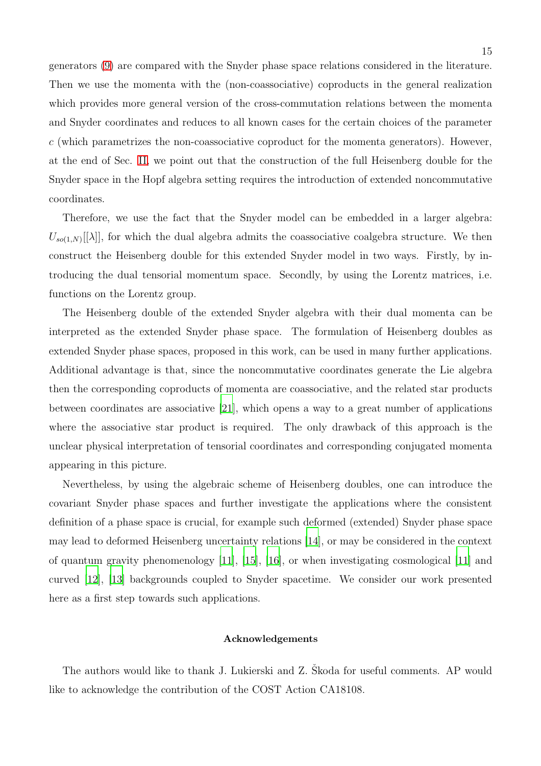generators (9) are compared with the Snyder phase space relations considered in the literature. Then we use the momenta with the (non-coassociative) coproducts in the general realization which provides more general version of the cross-commutation relations between the momenta and Snyder coordinates and reduces to all known cases for the certain choices of the parameter $c$ (which parametrizes the non-coassociative coproduct for the momenta generators). However, at the end of Sec. II, we point out that the construction of the full Heisenberg double for the Snyder space in the Hopf algebra setting requires the introduction of extended noncommutative coordinates.

Therefore, we use the fact that the Snyder model can be embedded in a larger algebra: $U_{so(1,N)}[[\lambda]]$, for which the dual algebra admits the coassociative coalgebra structure. We then construct the Heisenberg double for this extended Snyder model in two ways. Firstly, by introducing the dual tensorial momentum space. Secondly, by using the Lorentz matrices, i.e. functions on the Lorentz group.

The Heisenberg double of the extended Snyder algebra with their dual momenta can be interpreted as the extended Snyder phase space. The formulation of Heisenberg doubles as extended Snyder phase spaces, proposed in this work, can be used in many further applications. Additional advantage is that, since the noncommutative coordinates generate the Lie algebra then the corresponding coproducts of momenta are coassociative, and the related star products between coordinates are associative [21], which opens a way to a great number of applications where the associative star product is required. The only drawback of this approach is the unclear physical interpretation of tensorial coordinates and corresponding conjugated momenta appearing in this picture.

Nevertheless, by using the algebraic scheme of Heisenberg doubles, one can introduce the covariant Snyder phase spaces and further investigate the applications where the consistent definition of a phase space is crucial, for example such deformed (extended) Snyder phase space may lead to deformed Heisenberg uncertainty relations [14], or may be considered in the context of quantum gravity phenomenology [11], [15], [16], or when investigating cosmological [11] and curved [12], [13] backgrounds coupled to Snyder spacetime. We consider our work presented here as a first step towards such applications.

## Acknowledgements

The authors would like to thank J. Lukierski and Z. Škoda for useful comments. AP would like to acknowledge the contribution of the COST Action CA18108.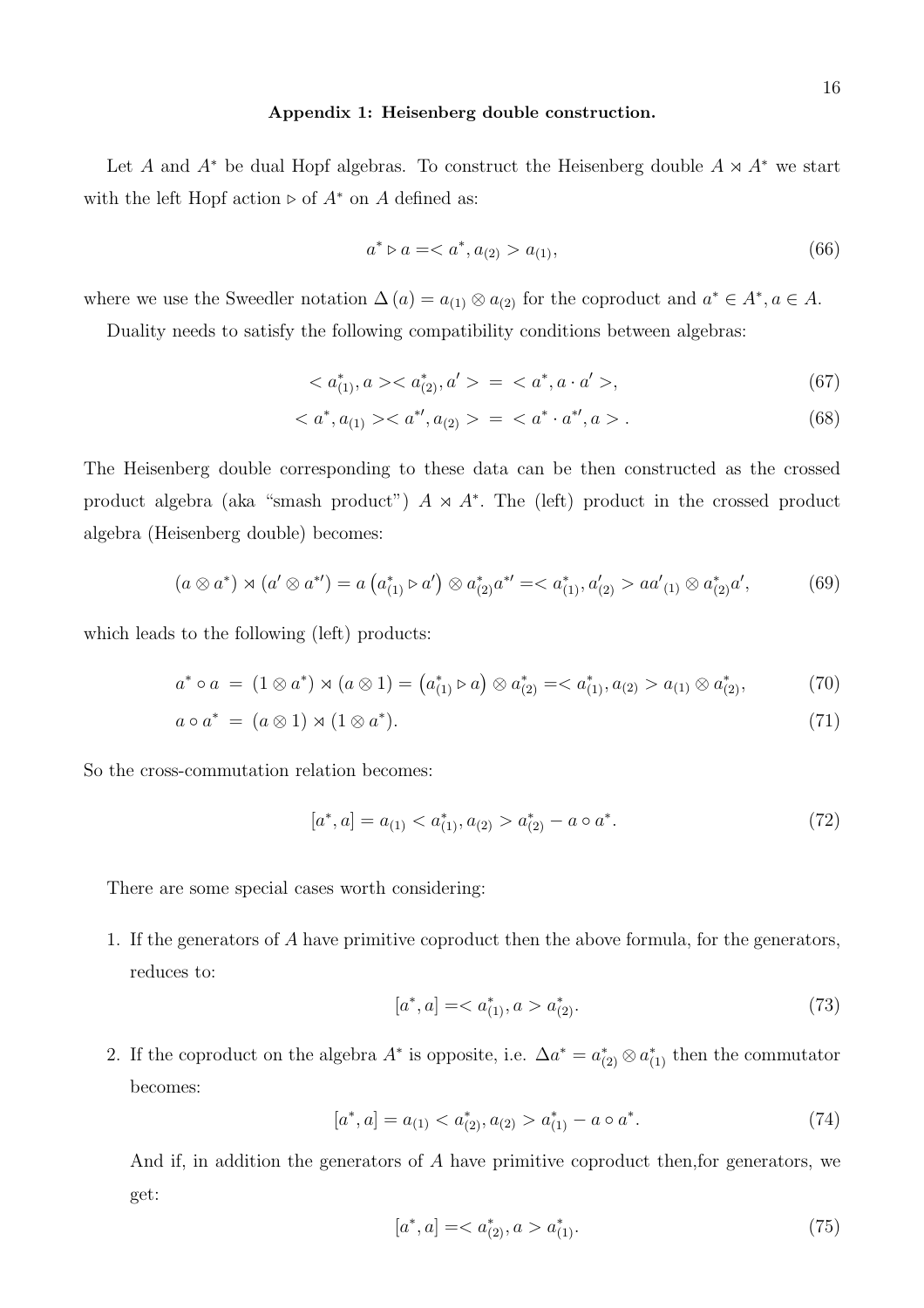## Appendix 1: Heisenberg double construction.

Let $A$ and $A^*$ be dual Hopf algebras. To construct the Heisenberg double $A \rtimes A^*$ we start with the left Hopf action $\triangleright$ of $A^*$ on $A$ defined as:

$$a^* \triangleright a = < a^*, a_{(2)} > a_{(1)}, \tag{66}$$

where we use the Sweedler notation $\Delta(a) = a_{(1)} \otimes a_{(2)}$ for the coproduct and $a^* \in A^*, a \in A$.

Duality needs to satisfy the following compatibility conditions between algebras:

$$< a^*_{(1)}, a >< a^*_{(2)}, a' > \; = \; < a^*, a \cdot a' >, \tag{67}$$

$$< a^*, a_{(1)} >< a^{*\prime}, a_{(2)} > \; = \; < a^* \cdot a^{*\prime}, a > . \tag{68}$$

The Heisenberg double corresponding to these data can be then constructed as the crossed product algebra (aka "smash product") $A \rtimes A^*$. The (left) product in the crossed product algebra (Heisenberg double) becomes:

$$(a \otimes a^*) \rtimes (a' \otimes a^{*\prime}) = a \left(a^*_{(1)} \triangleright a'\right) \otimes a^*_{(2)} a^{*\prime} = < a^*_{(1)}, a'_{(2)} > a a'_{(1)} \otimes a^*_{(2)} a', \tag{69}$$

which leads to the following (left) products:

$$a^* \circ a \; = \; (1 \otimes a^*) \rtimes (a \otimes 1) = \left(a^*_{(1)} \triangleright a\right) \otimes a^*_{(2)} = < a^*_{(1)}, a_{(2)} > a_{(1)} \otimes a^*_{(2)}, \tag{70}$$

$$a \circ a^* \; = \; (a \otimes 1) \rtimes (1 \otimes a^*). \tag{71}$$

So the cross-commutation relation becomes:

$$[a^*, a] = a_{(1)} < a^*_{(1)}, a_{(2)} > a^*_{(2)} - a \circ a^*. \tag{72}$$

There are some special cases worth considering:

1. If the generators of $A$ have primitive coproduct then the above formula, for the generators, reduces to:

$$[a^*, a] = < a^*_{(1)}, a > a^*_{(2)}. \tag{73}$$

2. If the coproduct on the algebra $A^*$ is opposite, i.e. $\Delta a^* = a^*_{(2)} \otimes a^*_{(1)}$ then the commutator becomes:

$$[a^*, a] = a_{(1)} < a^*_{(2)}, a_{(2)} > a^*_{(1)} - a \circ a^*. \tag{74}$$

And if, in addition the generators of $A$ have primitive coproduct then,for generators, we get:

$$[a^*, a] = < a^*_{(2)}, a > a^*_{(1)}. \tag{75}$$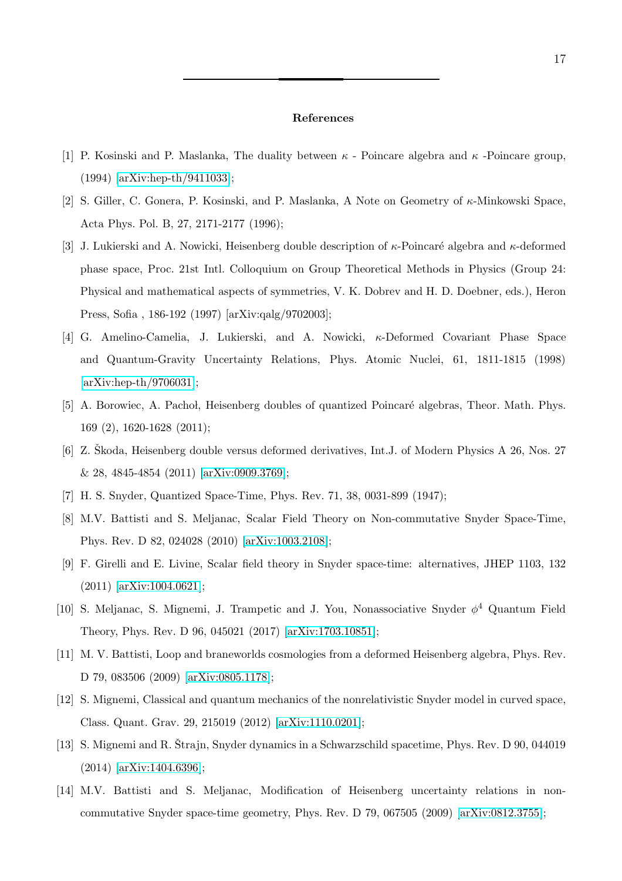## References

[1] P. Kosinski and P. Maslanka, The duality between $\kappa$ - Poincare algebra and $\kappa$ -Poincare group, (1994) [arXiv:hep-th/9411033];

[2] S. Giller, C. Gonera, P. Kosinski, and P. Maslanka, A Note on Geometry of $\kappa$-Minkowski Space, Acta Phys. Pol. B, 27, 2171-2177 (1996);

[3] J. Lukierski and A. Nowicki, Heisenberg double description of $\kappa$-Poincaré algebra and $\kappa$-deformed phase space, Proc. 21st Intl. Colloquium on Group Theoretical Methods in Physics (Group 24: Physical and mathematical aspects of symmetries, V. K. Dobrev and H. D. Doebner, eds.), Heron Press, Sofia , 186-192 (1997) [arXiv:qalg/9702003];

[4] G. Amelino-Camelia, J. Lukierski, and A. Nowicki, $\kappa$-Deformed Covariant Phase Space and Quantum-Gravity Uncertainty Relations, Phys. Atomic Nuclei, 61, 1811-1815 (1998) [arXiv:hep-th/9706031];

[5] A. Borowiec, A. Pachoł, Heisenberg doubles of quantized Poincaré algebras, Theor. Math. Phys. 169 (2), 1620-1628 (2011);

[6] Z. Škoda, Heisenberg double versus deformed derivatives, Int.J. of Modern Physics A 26, Nos. 27 & 28, 4845-4854 (2011) [arXiv:0909.3769];

[7] H. S. Snyder, Quantized Space-Time, Phys. Rev. 71, 38, 0031-899 (1947);

[8] M.V. Battisti and S. Meljanac, Scalar Field Theory on Non-commutative Snyder Space-Time, Phys. Rev. D 82, 024028 (2010) [arXiv:1003.2108];

[9] F. Girelli and E. Livine, Scalar field theory in Snyder space-time: alternatives, JHEP 1103, 132 (2011) [arXiv:1004.0621];

[10] S. Meljanac, S. Mignemi, J. Trampetic and J. You, Nonassociative Snyder $\phi^4$ Quantum Field Theory, Phys. Rev. D 96, 045021 (2017) [arXiv:1703.10851];

[11] M. V. Battisti, Loop and braneworlds cosmologies from a deformed Heisenberg algebra, Phys. Rev. D 79, 083506 (2009) [arXiv:0805.1178];

[12] S. Mignemi, Classical and quantum mechanics of the nonrelativistic Snyder model in curved space, Class. Quant. Grav. 29, 215019 (2012) [arXiv:1110.0201];

[13] S. Mignemi and R. Štrajn, Snyder dynamics in a Schwarzschild spacetime, Phys. Rev. D 90, 044019 (2014) [arXiv:1404.6396];

[14] M.V. Battisti and S. Meljanac, Modification of Heisenberg uncertainty relations in non-commutative Snyder space-time geometry, Phys. Rev. D 79, 067505 (2009) [arXiv:0812.3755];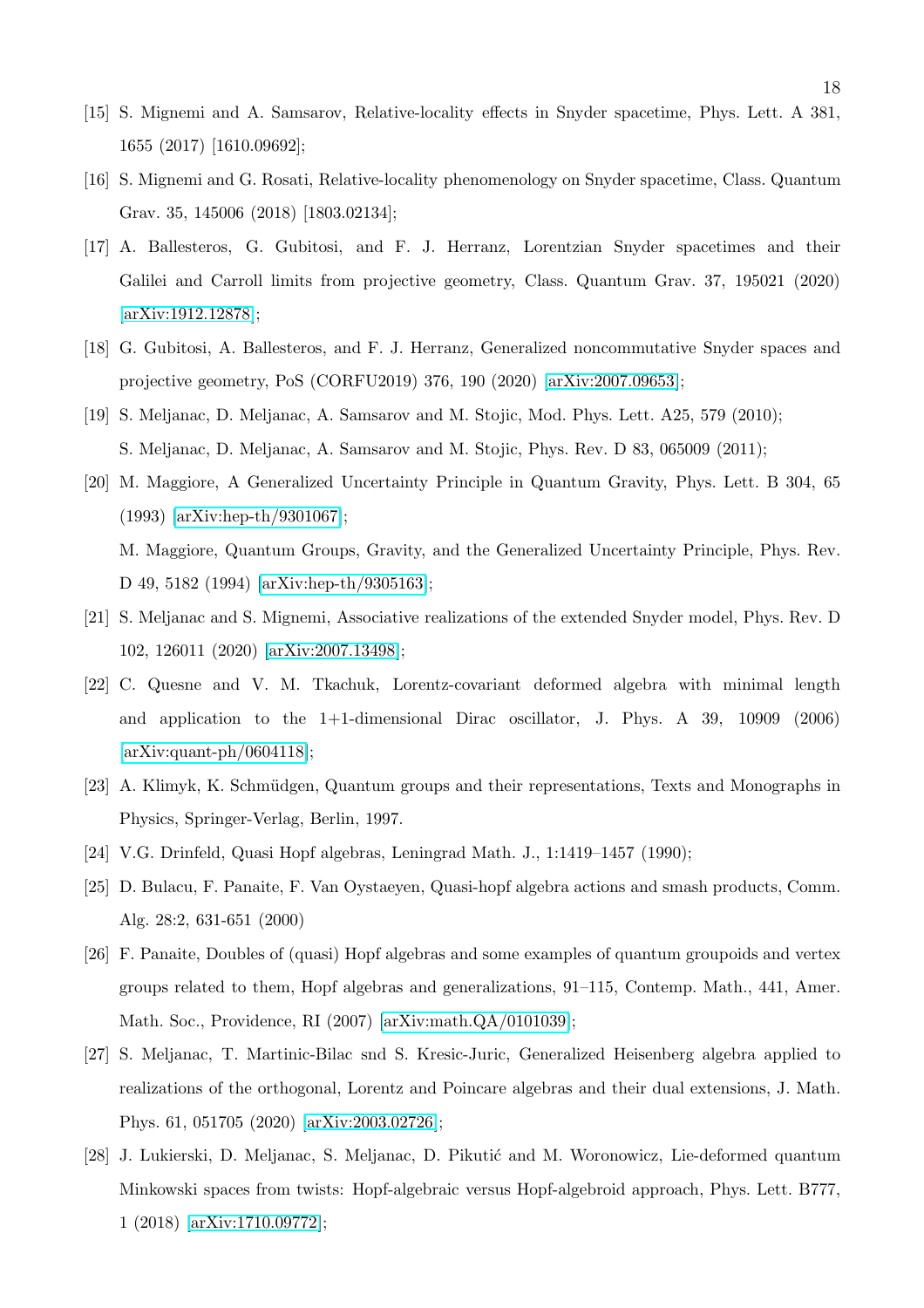[15] S. Mignemi and A. Samsarov, Relative-locality effects in Snyder spacetime, Phys. Lett. A 381, 1655 (2017) [1610.09692];

[16] S. Mignemi and G. Rosati, Relative-locality phenomenology on Snyder spacetime, Class. Quantum Grav. 35, 145006 (2018) [1803.02134];

[17] A. Ballesteros, G. Gubitosi, and F. J. Herranz, Lorentzian Snyder spacetimes and their Galilei and Carroll limits from projective geometry, Class. Quantum Grav. 37, 195021 (2020) [arXiv:1912.12878];

[18] G. Gubitosi, A. Ballesteros, and F. J. Herranz, Generalized noncommutative Snyder spaces and projective geometry, PoS (CORFU2019) 376, 190 (2020) [arXiv:2007.09653];

[19] S. Meljanac, D. Meljanac, A. Samsarov and M. Stojic, Mod. Phys. Lett. A25, 579 (2010);
S. Meljanac, D. Meljanac, A. Samsarov and M. Stojic, Phys. Rev. D 83, 065009 (2011);

[20] M. Maggiore, A Generalized Uncertainty Principle in Quantum Gravity, Phys. Lett. B 304, 65 (1993) [arXiv:hep-th/9301067];
M. Maggiore, Quantum Groups, Gravity, and the Generalized Uncertainty Principle, Phys. Rev. D 49, 5182 (1994) [arXiv:hep-th/9305163];

[21] S. Meljanac and S. Mignemi, Associative realizations of the extended Snyder model, Phys. Rev. D 102, 126011 (2020) [arXiv:2007.13498];

[22] C. Quesne and V. M. Tkachuk, Lorentz-covariant deformed algebra with minimal length and application to the 1+1-dimensional Dirac oscillator, J. Phys. A 39, 10909 (2006) [arXiv:quant-ph/0604118];

[23] A. Klimyk, K. Schmüdgen, Quantum groups and their representations, Texts and Monographs in Physics, Springer-Verlag, Berlin, 1997.

[24] V.G. Drinfeld, Quasi Hopf algebras, Leningrad Math. J., 1:1419–1457 (1990);

[25] D. Bulacu, F. Panaite, F. Van Oystaeyen, Quasi-hopf algebra actions and smash products, Comm. Alg. 28:2, 631-651 (2000)

[26] F. Panaite, Doubles of (quasi) Hopf algebras and some examples of quantum groupoids and vertex groups related to them, Hopf algebras and generalizations, 91–115, Contemp. Math., 441, Amer. Math. Soc., Providence, RI (2007) [arXiv:math.QA/0101039];

[27] S. Meljanac, T. Martinic-Bilac snd S. Kresic-Juric, Generalized Heisenberg algebra applied to realizations of the orthogonal, Lorentz and Poincare algebras and their dual extensions, J. Math. Phys. 61, 051705 (2020) [arXiv:2003.02726];

[28] J. Lukierski, D. Meljanac, S. Meljanac, D. Pikutić and M. Woronowicz, Lie-deformed quantum Minkowski spaces from twists: Hopf-algebraic versus Hopf-algebroid approach, Phys. Lett. B777, 1 (2018) [arXiv:1710.09772];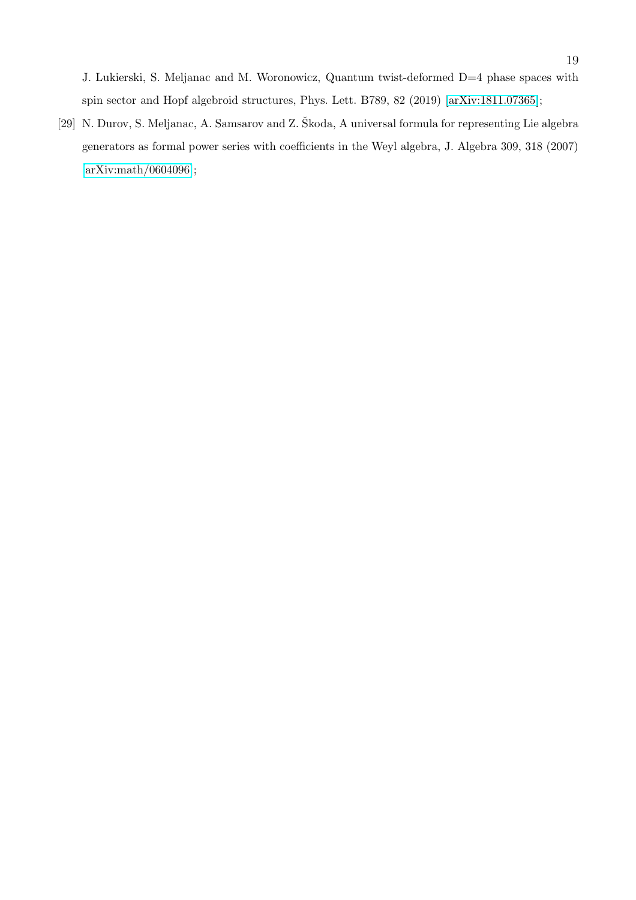J. Lukierski, S. Meljanac and M. Woronowicz, Quantum twist-deformed D=4 phase spaces with spin sector and Hopf algebroid structures, Phys. Lett. B789, 82 (2019) [arXiv:1811.07365];

[29] N. Durov, S. Meljanac, A. Samsarov and Z. Škoda, A universal formula for representing Lie algebra generators as formal power series with coefficients in the Weyl algebra, J. Algebra 309, 318 (2007) [arXiv:math/0604096];